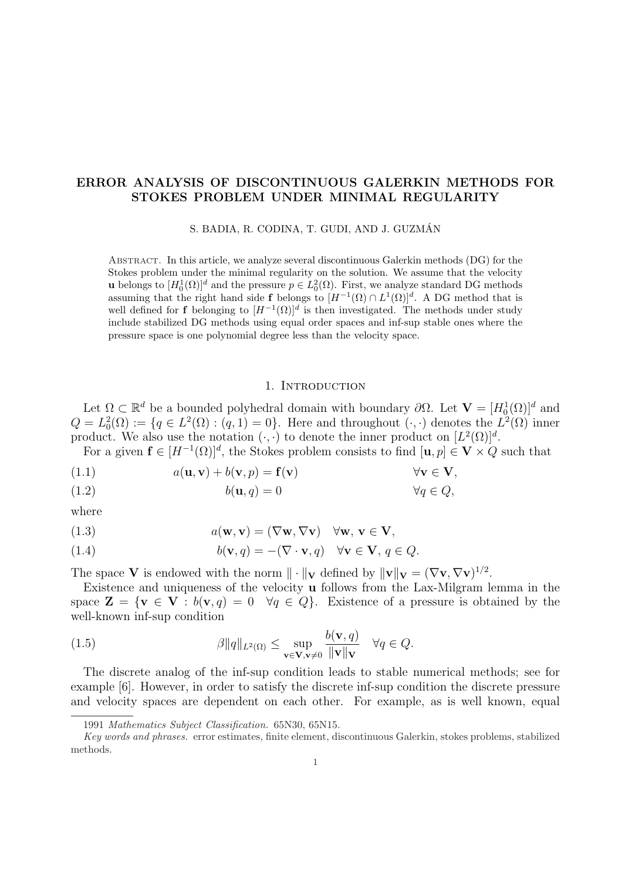# ERROR ANALYSIS OF DISCONTINUOUS GALERKIN METHODS FOR STOKES PROBLEM UNDER MINIMAL REGULARITY

S. BADIA, R. CODINA, T. GUDI, AND J. GUZMÁN

Abstract. In this article, we analyze several discontinuous Galerkin methods (DG) for the Stokes problem under the minimal regularity on the solution. We assume that the velocity $\mathbf{u}$ belongs to $[H_0^1(\Omega)]^d$ and the pressure $p \in L_0^2(\Omega)$. First, we analyze standard DG methods assuming that the right hand side $\mathbf{f}$ belongs to $[H^{-1}(\Omega) \cap L^1(\Omega)]^d$. A DG method that is well defined for $\mathbf{f}$ belonging to $[H^{-1}(\Omega)]^d$ is then investigated. The methods under study include stabilized DG methods using equal order spaces and inf-sup stable ones where the pressure space is one polynomial degree less than the velocity space.

## 1. Introduction

Let $\Omega \subset \mathbb{R}^d$ be a bounded polyhedral domain with boundary $\partial\Omega$. Let $\mathbf{V} = [H_0^1(\Omega)]^d$ and $Q = L_0^2(\Omega) := \{q \in L^2(\Omega) : (q, 1) = 0\}$. Here and throughout $(\cdot,\cdot)$ denotes the $L^2(\Omega)$ inner product. We also use the notation $(\cdot,\cdot)$ to denote the inner product on $[L^2(\Omega)]^d$.

For a given $\mathbf{f} \in [H^{-1}(\Omega)]^d$, the Stokes problem consists to find $[\mathbf{u}, p] \in \mathbf{V} \times Q$ such that

$$a(\mathbf{u}, \mathbf{v}) + b(\mathbf{v}, p) = \mathbf{f}(\mathbf{v}) \qquad \forall \mathbf{v} \in \mathbf{V}, \tag{1.1}$$

$$b(\mathbf{u}, q) = 0 \qquad \forall q \in Q, \tag{1.2}$$

where

$$a(\mathbf{w}, \mathbf{v}) = (\nabla \mathbf{w}, \nabla \mathbf{v}) \quad \forall \mathbf{w}, \mathbf{v} \in \mathbf{V}, \tag{1.3}$$

$$b(\mathbf{v}, q) = -(\nabla \cdot \mathbf{v}, q) \quad \forall \mathbf{v} \in \mathbf{V}, q \in Q. \tag{1.4}$$

The space $\mathbf{V}$ is endowed with the norm $\|\cdot\|_{\mathbf{V}}$ defined by $\|\mathbf{v}\|_{\mathbf{V}} = (\nabla \mathbf{v}, \nabla \mathbf{v})^{1/2}$.

Existence and uniqueness of the velocity $\mathbf{u}$ follows from the Lax-Milgram lemma in the space $\mathbf{Z} = \{\mathbf{v} \in \mathbf{V} : b(\mathbf{v}, q) = 0 \quad \forall q \in Q\}$. Existence of a pressure is obtained by the well-known inf-sup condition

$$\beta \|q\|_{L^2(\Omega)} \leq \sup_{\mathbf{v} \in \mathbf{V}, \mathbf{v} \neq 0} \frac{b(\mathbf{v}, q)}{\|\mathbf{v}\|_{\mathbf{V}}} \quad \forall q \in Q. \tag{1.5}$$

The discrete analog of the inf-sup condition leads to stable numerical methods; see for example [6]. However, in order to satisfy the discrete inf-sup condition the discrete pressure and velocity spaces are dependent on each other. For example, as is well known, equal

---

1991 *Mathematics Subject Classification.* 65N30, 65N15.

*Key words and phrases.* error estimates, finite element, discontinuous Galerkin, stokes problems, stabilized methods.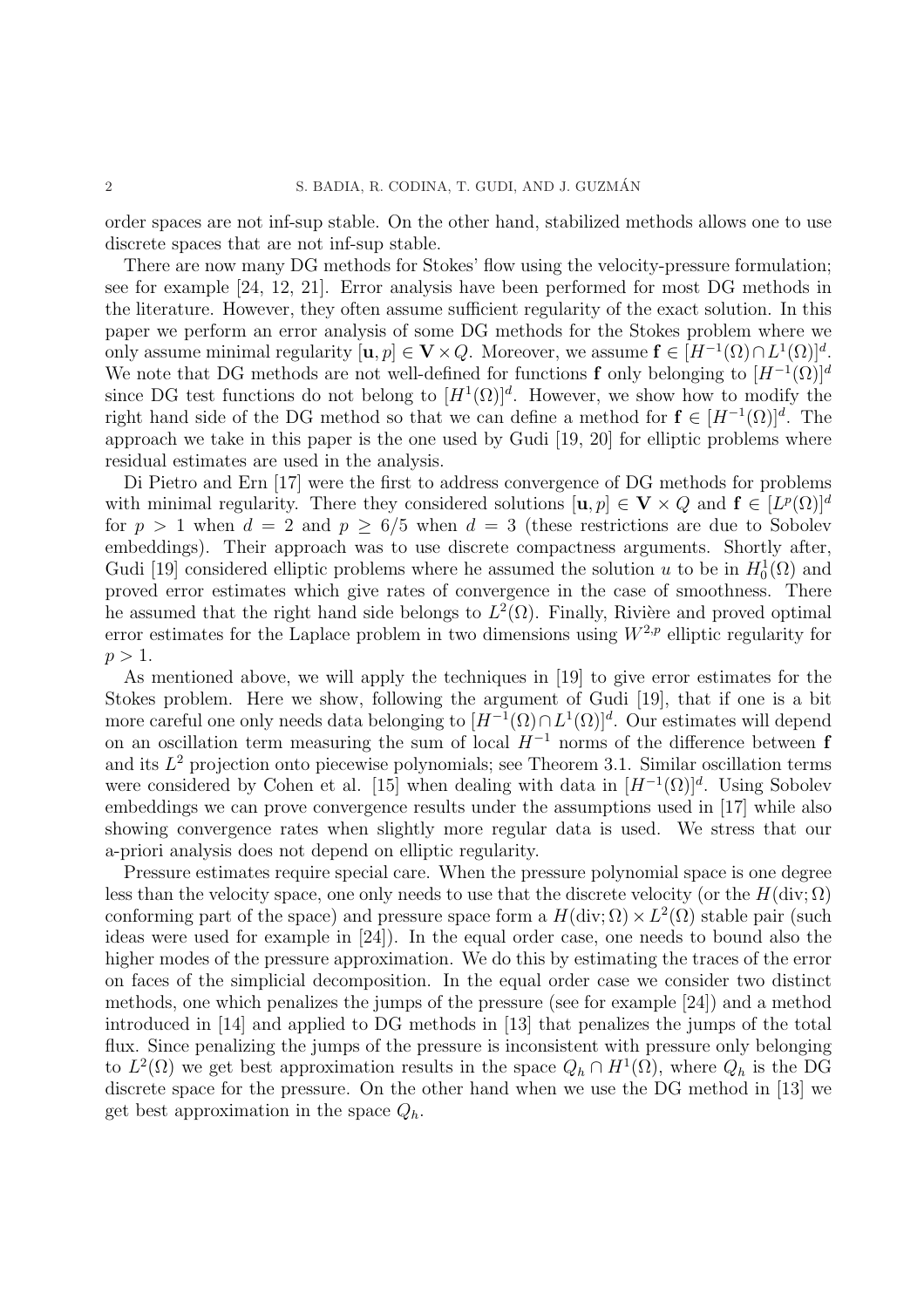order spaces are not inf-sup stable. On the other hand, stabilized methods allows one to use discrete spaces that are not inf-sup stable.

There are now many DG methods for Stokes' flow using the velocity-pressure formulation; see for example [24, 12, 21]. Error analysis have been performed for most DG methods in the literature. However, they often assume sufficient regularity of the exact solution. In this paper we perform an error analysis of some DG methods for the Stokes problem where we only assume minimal regularity $[\mathbf{u}, p] \in \mathbf{V} \times Q$. Moreover, we assume $\mathbf{f} \in [H^{-1}(\Omega) \cap L^1(\Omega)]^d$. We note that DG methods are not well-defined for functions $\mathbf{f}$ only belonging to $[H^{-1}(\Omega)]^d$ since DG test functions do not belong to $[H^1(\Omega)]^d$. However, we show how to modify the right hand side of the DG method so that we can define a method for $\mathbf{f} \in [H^{-1}(\Omega)]^d$. The approach we take in this paper is the one used by Gudi [19, 20] for elliptic problems where residual estimates are used in the analysis.

Di Pietro and Ern [17] were the first to address convergence of DG methods for problems with minimal regularity. There they considered solutions $[\mathbf{u}, p] \in \mathbf{V} \times Q$ and $\mathbf{f} \in [L^p(\Omega)]^d$ for $p > 1$ when $d = 2$ and $p \geq 6/5$ when $d = 3$ (these restrictions are due to Sobolev embeddings). Their approach was to use discrete compactness arguments. Shortly after, Gudi [19] considered elliptic problems where he assumed the solution $u$ to be in $H_0^1(\Omega)$ and proved error estimates which give rates of convergence in the case of smoothness. There he assumed that the right hand side belongs to $L^2(\Omega)$. Finally, Rivière and proved optimal error estimates for the Laplace problem in two dimensions using $W^{2,p}$ elliptic regularity for $p > 1$.

As mentioned above, we will apply the techniques in [19] to give error estimates for the Stokes problem. Here we show, following the argument of Gudi [19], that if one is a bit more careful one only needs data belonging to $[H^{-1}(\Omega) \cap L^1(\Omega)]^d$. Our estimates will depend on an oscillation term measuring the sum of local $H^{-1}$ norms of the difference between $\mathbf{f}$ and its $L^2$ projection onto piecewise polynomials; see Theorem 3.1. Similar oscillation terms were considered by Cohen et al. [15] when dealing with data in $[H^{-1}(\Omega)]^d$. Using Sobolev embeddings we can prove convergence results under the assumptions used in [17] while also showing convergence rates when slightly more regular data is used. We stress that our a-priori analysis does not depend on elliptic regularity.

Pressure estimates require special care. When the pressure polynomial space is one degree less than the velocity space, one only needs to use that the discrete velocity (or the $H(\text{div}; \Omega)$ conforming part of the space) and pressure space form a $H(\text{div}; \Omega) \times L^2(\Omega)$ stable pair (such ideas were used for example in [24]). In the equal order case, one needs to bound also the higher modes of the pressure approximation. We do this by estimating the traces of the error on faces of the simplicial decomposition. In the equal order case we consider two distinct methods, one which penalizes the jumps of the pressure (see for example [24]) and a method introduced in [14] and applied to DG methods in [13] that penalizes the jumps of the total flux. Since penalizing the jumps of the pressure is inconsistent with pressure only belonging to $L^2(\Omega)$ we get best approximation results in the space $Q_h \cap H^1(\Omega)$, where $Q_h$ is the DG discrete space for the pressure. On the other hand when we use the DG method in [13] we get best approximation in the space $Q_h$.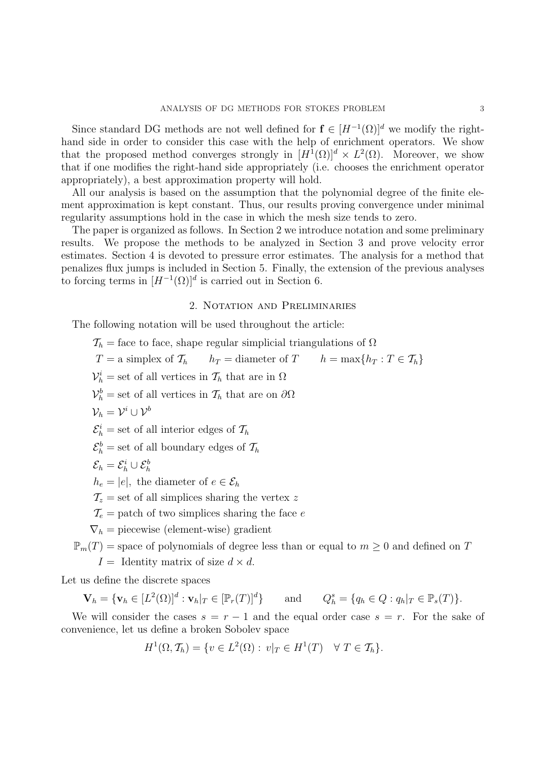Since standard DG methods are not well defined for $\mathbf{f} \in [H^{-1}(\Omega)]^d$ we modify the right-hand side in order to consider this case with the help of enrichment operators. We show that the proposed method converges strongly in $[H^1(\Omega)]^d \times L^2(\Omega)$. Moreover, we show that if one modifies the right-hand side appropriately (i.e. chooses the enrichment operator appropriately), a best approximation property will hold.

All our analysis is based on the assumption that the polynomial degree of the finite element approximation is kept constant. Thus, our results proving convergence under minimal regularity assumptions hold in the case in which the mesh size tends to zero.

The paper is organized as follows. In Section 2 we introduce notation and some preliminary results. We propose the methods to be analyzed in Section 3 and prove velocity error estimates. Section 4 is devoted to pressure error estimates. The analysis for a method that penalizes flux jumps is included in Section 5. Finally, the extension of the previous analyses to forcing terms in $[H^{-1}(\Omega)]^d$ is carried out in Section 6.

## 2. Notation and Preliminaries

The following notation will be used throughout the article:

$\mathcal{T}_h$ = face to face, shape regular simplicial triangulations of $\Omega$

$T$ = a simplex of $\mathcal{T}_h$ $\qquad h_T$ = diameter of $T$ $\qquad h = \max\{h_T : T \in \mathcal{T}_h\}$

$\mathcal{V}_h^i$ = set of all vertices in $\mathcal{T}_h$ that are in $\Omega$

$\mathcal{V}_h^b$ = set of all vertices in $\mathcal{T}_h$ that are on $\partial\Omega$

$\mathcal{V}_h = \mathcal{V}^i \cup \mathcal{V}^b$

$\mathcal{E}_h^i$ = set of all interior edges of $\mathcal{T}_h$

$\mathcal{E}_h^b$ = set of all boundary edges of $\mathcal{T}_h$

$\mathcal{E}_h = \mathcal{E}_h^i \cup \mathcal{E}_h^b$

$h_e = |e|$, the diameter of $e \in \mathcal{E}_h$

$\mathcal{T}_z$ = set of all simplices sharing the vertex $z$

$\mathcal{T}_e$ = patch of two simplices sharing the face $e$

$\nabla_h$ = piecewise (element-wise) gradient

$\mathbb{P}_m(T)$ = space of polynomials of degree less than or equal to $m \geq 0$ and defined on $T$

$I$ = Identity matrix of size $d \times d$.

Let us define the discrete spaces

$$\mathbf{V}_h = \{\mathbf{v}_h \in [L^2(\Omega)]^d : \mathbf{v}_h|_T \in [\mathbb{P}_r(T)]^d\} \qquad \text{and} \qquad Q_h^s = \{q_h \in Q : q_h|_T \in \mathbb{P}_s(T)\}.$$

We will consider the cases $s = r - 1$ and the equal order case $s = r$. For the sake of convenience, let us define a broken Sobolev space

$$H^1(\Omega, \mathcal{T}_h) = \{v \in L^2(\Omega) : \, v|_T \in H^1(T) \quad \forall \, T \in \mathcal{T}_h\}.$$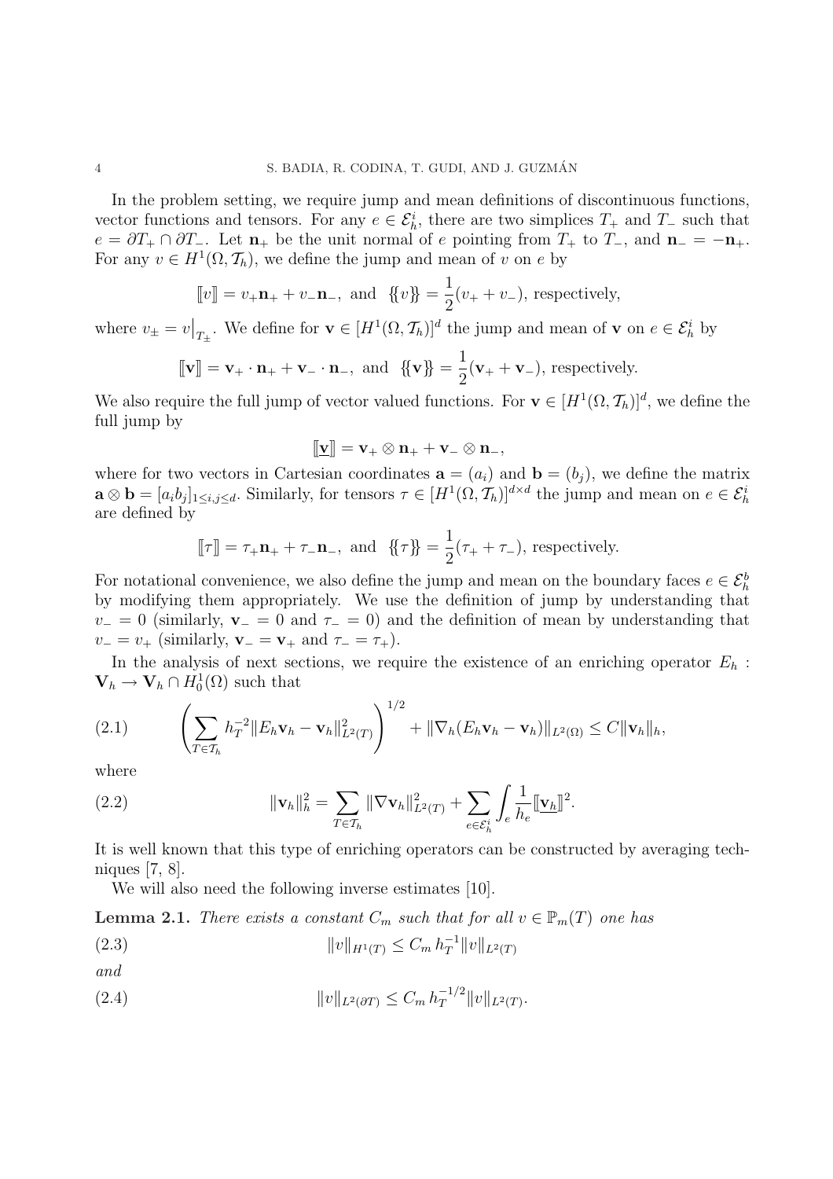In the problem setting, we require jump and mean definitions of discontinuous functions, vector functions and tensors. For any $e \in \mathcal{E}_h^i$, there are two simplices $T_+$ and $T_-$ such that $e = \partial T_+ \cap \partial T_-$. Let $\mathbf{n}_+$ be the unit normal of $e$ pointing from $T_+$ to $T_-$, and $\mathbf{n}_- = -\mathbf{n}_+$. For any $v \in H^1(\Omega, \mathcal{T}_h)$, we define the jump and mean of $v$ on $e$ by

$$[\![v]\!] = v_+\mathbf{n}_+ + v_-\mathbf{n}_-, \text{ and } \{\!\{v\}\!\} = \frac{1}{2}(v_+ + v_-), \text{ respectively,}$$

where $v_\pm = v\big|_{T_\pm}$. We define for $\mathbf{v} \in [H^1(\Omega, \mathcal{T}_h)]^d$ the jump and mean of $\mathbf{v}$ on $e \in \mathcal{E}_h^i$ by

$$[\![\mathbf{v}]\!] = \mathbf{v}_+ \cdot \mathbf{n}_+ + \mathbf{v}_- \cdot \mathbf{n}_-, \text{ and } \{\!\{\mathbf{v}\}\!\} = \frac{1}{2}(\mathbf{v}_+ + \mathbf{v}_-), \text{ respectively.}$$

We also require the full jump of vector valued functions. For $\mathbf{v} \in [H^1(\Omega, \mathcal{T}_h)]^d$, we define the full jump by

$$[\![\underline{\mathbf{v}}]\!] = \mathbf{v}_+ \otimes \mathbf{n}_+ + \mathbf{v}_- \otimes \mathbf{n}_-,$$

where for two vectors in Cartesian coordinates $\mathbf{a} = (a_i)$ and $\mathbf{b} = (b_j)$, we define the matrix $\mathbf{a} \otimes \mathbf{b} = [a_i b_j]_{1 \le i,j \le d}$. Similarly, for tensors $\tau \in [H^1(\Omega, \mathcal{T}_h)]^{d\times d}$ the jump and mean on $e \in \mathcal{E}_h^i$ are defined by

$$[\![\tau]\!] = \tau_+\mathbf{n}_+ + \tau_-\mathbf{n}_-, \text{ and } \{\!\{\tau\}\!\} = \frac{1}{2}(\tau_+ + \tau_-), \text{ respectively.}$$

For notational convenience, we also define the jump and mean on the boundary faces $e \in \mathcal{E}_h^b$ by modifying them appropriately. We use the definition of jump by understanding that $v_- = 0$ (similarly, $\mathbf{v}_- = 0$ and $\tau_- = 0$) and the definition of mean by understanding that $v_- = v_+$ (similarly, $\mathbf{v}_- = \mathbf{v}_+$ and $\tau_- = \tau_+$).

In the analysis of next sections, we require the existence of an enriching operator $E_h : \mathbf{V}_h \to \mathbf{V}_h \cap H_0^1(\Omega)$ such that

$$\left( \sum_{T\in\mathcal{T}_h} h_T^{-2} \|E_h\mathbf{v}_h - \mathbf{v}_h\|^2_{L^2(T)} \right)^{1/2} + \|\nabla_h(E_h\mathbf{v}_h - \mathbf{v}_h)\|_{L^2(\Omega)} \le C\|\mathbf{v}_h\|_h, \tag{2.1}$$

where

$$\|\mathbf{v}_h\|_h^2 = \sum_{T\in\mathcal{T}_h} \|\nabla\mathbf{v}_h\|^2_{L^2(T)} + \sum_{e\in\mathcal{E}_h^i} \int_e \frac{1}{h_e} [\![\underline{\mathbf{v}_h}]\!]^2. \tag{2.2}$$

It is well known that this type of enriching operators can be constructed by averaging techniques [7, 8].

We will also need the following inverse estimates [10].

**Lemma 2.1.** *There exists a constant $C_m$ such that for all $v \in \mathbb{P}_m(T)$ one has*

$$\|v\|_{H^1(T)} \le C_m\, h_T^{-1} \|v\|_{L^2(T)} \tag{2.3}$$

*and*

$$\|v\|_{L^2(\partial T)} \le C_m\, h_T^{-1/2} \|v\|_{L^2(T)}. \tag{2.4}$$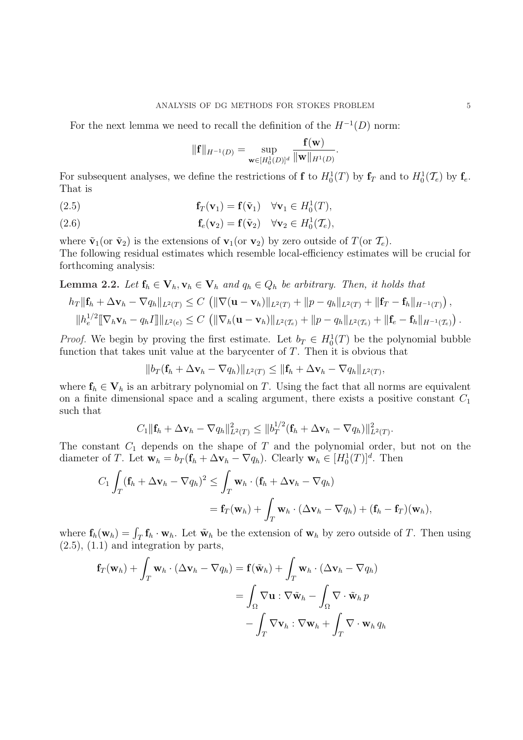For the next lemma we need to recall the definition of the $H^{-1}(D)$ norm:

$$\|\mathbf{f}\|_{H^{-1}(D)} = \sup_{\mathbf{w}\in[H_0^1(D)]^d} \frac{\mathbf{f}(\mathbf{w})}{\|\mathbf{w}\|_{H^1(D)}}.$$

For subsequent analyses, we define the restrictions of $\mathbf{f}$ to $H_0^1(T)$ by $\mathbf{f}_T$ and to $H_0^1(\mathcal{T}_e)$ by $\mathbf{f}_e$. That is

$$\mathbf{f}_T(\mathbf{v}_1) = \mathbf{f}(\tilde{\mathbf{v}}_1) \quad \forall \mathbf{v}_1 \in H_0^1(T), \tag{2.5}$$

$$\mathbf{f}_e(\mathbf{v}_2) = \mathbf{f}(\tilde{\mathbf{v}}_2) \quad \forall \mathbf{v}_2 \in H_0^1(\mathcal{T}_e), \tag{2.6}$$

where $\tilde{\mathbf{v}}_1$(or $\tilde{\mathbf{v}}_2$) is the extensions of $\mathbf{v}_1$(or $\mathbf{v}_2$) by zero outside of $T$(or $\mathcal{T}_e$).
The following residual estimates which resemble local-efficiency estimates will be crucial for forthcoming analysis:

**Lemma 2.2.** *Let $\mathbf{f}_h \in \mathbf{V}_h, \mathbf{v}_h \in \mathbf{V}_h$ and $q_h \in Q_h$ be arbitrary. Then, it holds that*

$$h_T\|\mathbf{f}_h + \Delta\mathbf{v}_h - \nabla q_h\|_{L^2(T)} \leq C\left(\|\nabla(\mathbf{u}-\mathbf{v}_h)\|_{L^2(T)} + \|p - q_h\|_{L^2(T)} + \|\mathbf{f}_T - \mathbf{f}_h\|_{H^{-1}(T)}\right),$$

$$\|h_e^{1/2}[\![\nabla_h\mathbf{v}_h - q_h I]\!]\|_{L^2(e)} \leq C\left(\|\nabla_h(\mathbf{u}-\mathbf{v}_h)\|_{L^2(\mathcal{T}_e)} + \|p - q_h\|_{L^2(\mathcal{T}_e)} + \|\mathbf{f}_e - \mathbf{f}_h\|_{H^{-1}(\mathcal{T}_e)}\right).$$

*Proof.* We begin by proving the first estimate. Let $b_T \in H_0^1(T)$ be the polynomial bubble function that takes unit value at the barycenter of $T$. Then it is obvious that

$$\|b_T(\mathbf{f}_h + \Delta\mathbf{v}_h - \nabla q_h)\|_{L^2(T)} \leq \|\mathbf{f}_h + \Delta\mathbf{v}_h - \nabla q_h\|_{L^2(T)},$$

where $\mathbf{f}_h \in \mathbf{V}_h$ is an arbitrary polynomial on $T$. Using the fact that all norms are equivalent on a finite dimensional space and a scaling argument, there exists a positive constant $C_1$ such that

$$C_1\|\mathbf{f}_h + \Delta\mathbf{v}_h - \nabla q_h\|^2_{L^2(T)} \leq \|b_T^{1/2}(\mathbf{f}_h + \Delta\mathbf{v}_h - \nabla q_h)\|^2_{L^2(T)}.$$

The constant $C_1$ depends on the shape of $T$ and the polynomial order, but not on the diameter of $T$. Let $\mathbf{w}_h = b_T(\mathbf{f}_h + \Delta\mathbf{v}_h - \nabla q_h)$. Clearly $\mathbf{w}_h \in [H_0^1(T)]^d$. Then

$$\begin{aligned}
C_1\int_T(\mathbf{f}_h + \Delta\mathbf{v}_h - \nabla q_h)^2 &\leq \int_T \mathbf{w}_h\cdot(\mathbf{f}_h + \Delta\mathbf{v}_h - \nabla q_h)\\
&= \mathbf{f}_T(\mathbf{w}_h) + \int_T \mathbf{w}_h\cdot(\Delta\mathbf{v}_h - \nabla q_h) + (\mathbf{f}_h - \mathbf{f}_T)(\mathbf{w}_h),
\end{aligned}$$

where $\mathbf{f}_h(\mathbf{w}_h) = \int_T \mathbf{f}_h\cdot\mathbf{w}_h$. Let $\tilde{\mathbf{w}}_h$ be the extension of $\mathbf{w}_h$ by zero outside of $T$. Then using (2.5), (1.1) and integration by parts,

$$\begin{aligned}
\mathbf{f}_T(\mathbf{w}_h) + \int_T \mathbf{w}_h\cdot(\Delta\mathbf{v}_h - \nabla q_h) &= \mathbf{f}(\tilde{\mathbf{w}}_h) + \int_T \mathbf{w}_h\cdot(\Delta\mathbf{v}_h - \nabla q_h)\\
&= \int_\Omega \nabla\mathbf{u} : \nabla\tilde{\mathbf{w}}_h - \int_\Omega \nabla\cdot\tilde{\mathbf{w}}_h\, p\\
&\quad - \int_T \nabla\mathbf{v}_h : \nabla\mathbf{w}_h + \int_T \nabla\cdot\mathbf{w}_h\, q_h
\end{aligned}$$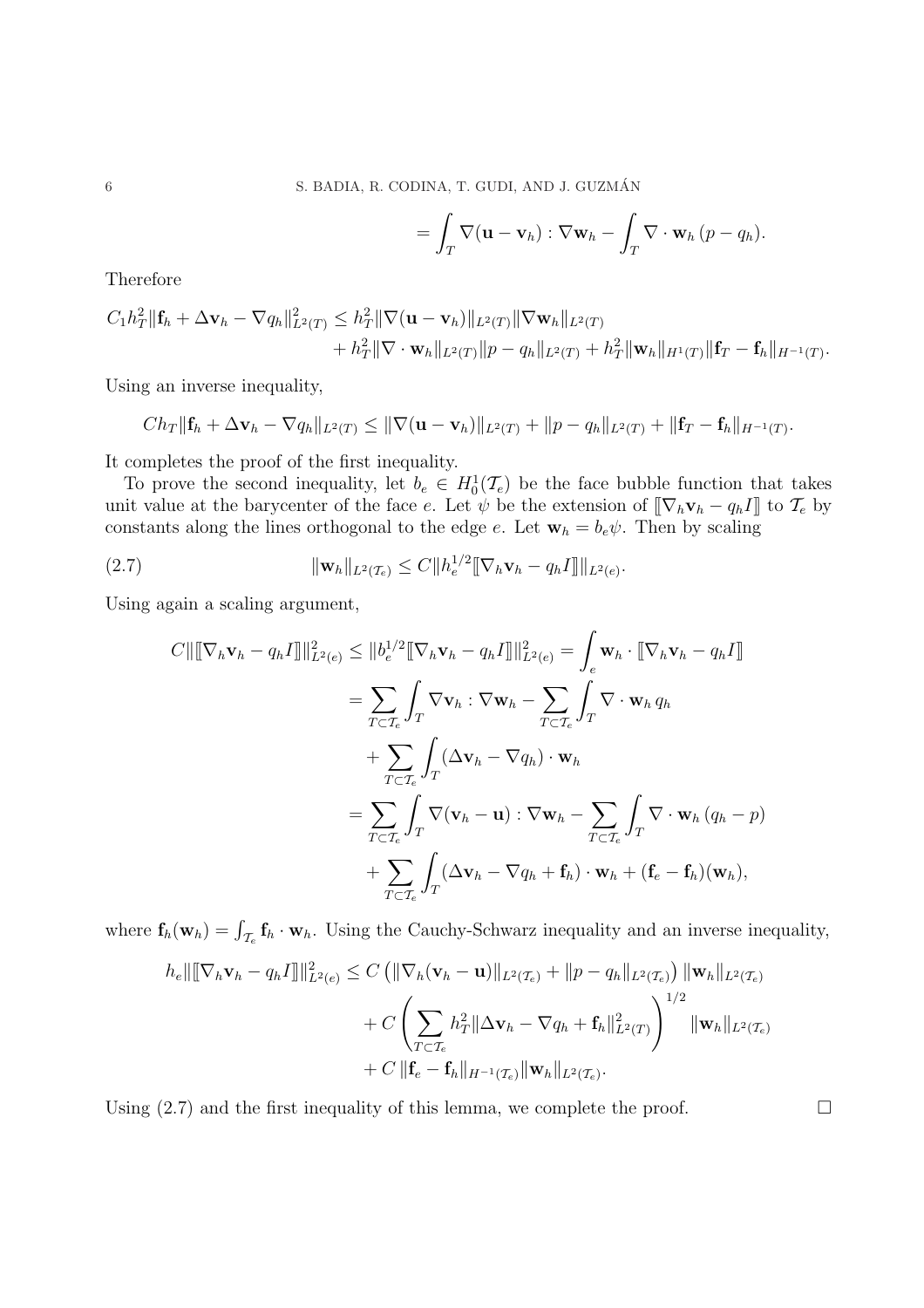$$= \int_T \nabla(\mathbf{u} - \mathbf{v}_h) : \nabla \mathbf{w}_h - \int_T \nabla \cdot \mathbf{w}_h \, (p - q_h).$$

Therefore

$$C_1 h_T^2 \|\mathbf{f}_h + \Delta \mathbf{v}_h - \nabla q_h\|_{L^2(T)}^2 \leq h_T^2 \|\nabla(\mathbf{u} - \mathbf{v}_h)\|_{L^2(T)} \|\nabla \mathbf{w}_h\|_{L^2(T)} + h_T^2 \|\nabla \cdot \mathbf{w}_h\|_{L^2(T)} \|p - q_h\|_{L^2(T)} + h_T^2 \|\mathbf{w}_h\|_{H^1(T)} \|\mathbf{f}_T - \mathbf{f}_h\|_{H^{-1}(T)}.$$

Using an inverse inequality,

$$C h_T \|\mathbf{f}_h + \Delta \mathbf{v}_h - \nabla q_h\|_{L^2(T)} \leq \|\nabla(\mathbf{u} - \mathbf{v}_h)\|_{L^2(T)} + \|p - q_h\|_{L^2(T)} + \|\mathbf{f}_T - \mathbf{f}_h\|_{H^{-1}(T)}.$$

It completes the proof of the first inequality.

To prove the second inequality, let $b_e \in H_0^1(\mathcal{T}_e)$ be the face bubble function that takes unit value at the barycenter of the face $e$. Let $\psi$ be the extension of $[\![\nabla_h \mathbf{v}_h - q_h I]\!]$ to $\mathcal{T}_e$ by constants along the lines orthogonal to the edge $e$. Let $\mathbf{w}_h = b_e \psi$. Then by scaling

$$\|\mathbf{w}_h\|_{L^2(\mathcal{T}_e)} \leq C \|h_e^{1/2} [\![\nabla_h \mathbf{v}_h - q_h I]\!]\|_{L^2(e)}. \tag{2.7}$$

Using again a scaling argument,

$$\begin{aligned}
C \|[\![\nabla_h \mathbf{v}_h - q_h I]\!]\|_{L^2(e)}^2 &\leq \|b_e^{1/2} [\![\nabla_h \mathbf{v}_h - q_h I]\!]\|_{L^2(e)}^2 = \int_e \mathbf{w}_h \cdot [\![\nabla_h \mathbf{v}_h - q_h I]\!] \\
&= \sum_{T \subset \mathcal{T}_e} \int_T \nabla \mathbf{v}_h : \nabla \mathbf{w}_h - \sum_{T \subset \mathcal{T}_e} \int_T \nabla \cdot \mathbf{w}_h \, q_h \\
&\quad + \sum_{T \subset \mathcal{T}_e} \int_T (\Delta \mathbf{v}_h - \nabla q_h) \cdot \mathbf{w}_h \\
&= \sum_{T \subset \mathcal{T}_e} \int_T \nabla(\mathbf{v}_h - \mathbf{u}) : \nabla \mathbf{w}_h - \sum_{T \subset \mathcal{T}_e} \int_T \nabla \cdot \mathbf{w}_h \, (q_h - p) \\
&\quad + \sum_{T \subset \mathcal{T}_e} \int_T (\Delta \mathbf{v}_h - \nabla q_h + \mathbf{f}_h) \cdot \mathbf{w}_h + (\mathbf{f}_e - \mathbf{f}_h)(\mathbf{w}_h),
\end{aligned}$$

where $\mathbf{f}_h(\mathbf{w}_h) = \int_{\mathcal{T}_e} \mathbf{f}_h \cdot \mathbf{w}_h$. Using the Cauchy-Schwarz inequality and an inverse inequality,

$$\begin{aligned}
h_e \|[\![\nabla_h \mathbf{v}_h - q_h I]\!]\|_{L^2(e)}^2 &\leq C \left( \|\nabla_h (\mathbf{v}_h - \mathbf{u})\|_{L^2(\mathcal{T}_e)} + \|p - q_h\|_{L^2(\mathcal{T}_e)} \right) \|\mathbf{w}_h\|_{L^2(\mathcal{T}_e)} \\
&\quad + C \left( \sum_{T \subset \mathcal{T}_e} h_T^2 \|\Delta \mathbf{v}_h - \nabla q_h + \mathbf{f}_h\|_{L^2(T)}^2 \right)^{1/2} \|\mathbf{w}_h\|_{L^2(\mathcal{T}_e)} \\
&\quad + C \, \|\mathbf{f}_e - \mathbf{f}_h\|_{H^{-1}(\mathcal{T}_e)} \|\mathbf{w}_h\|_{L^2(\mathcal{T}_e)}.
\end{aligned}$$

Using (2.7) and the first inequality of this lemma, we complete the proof. $\square$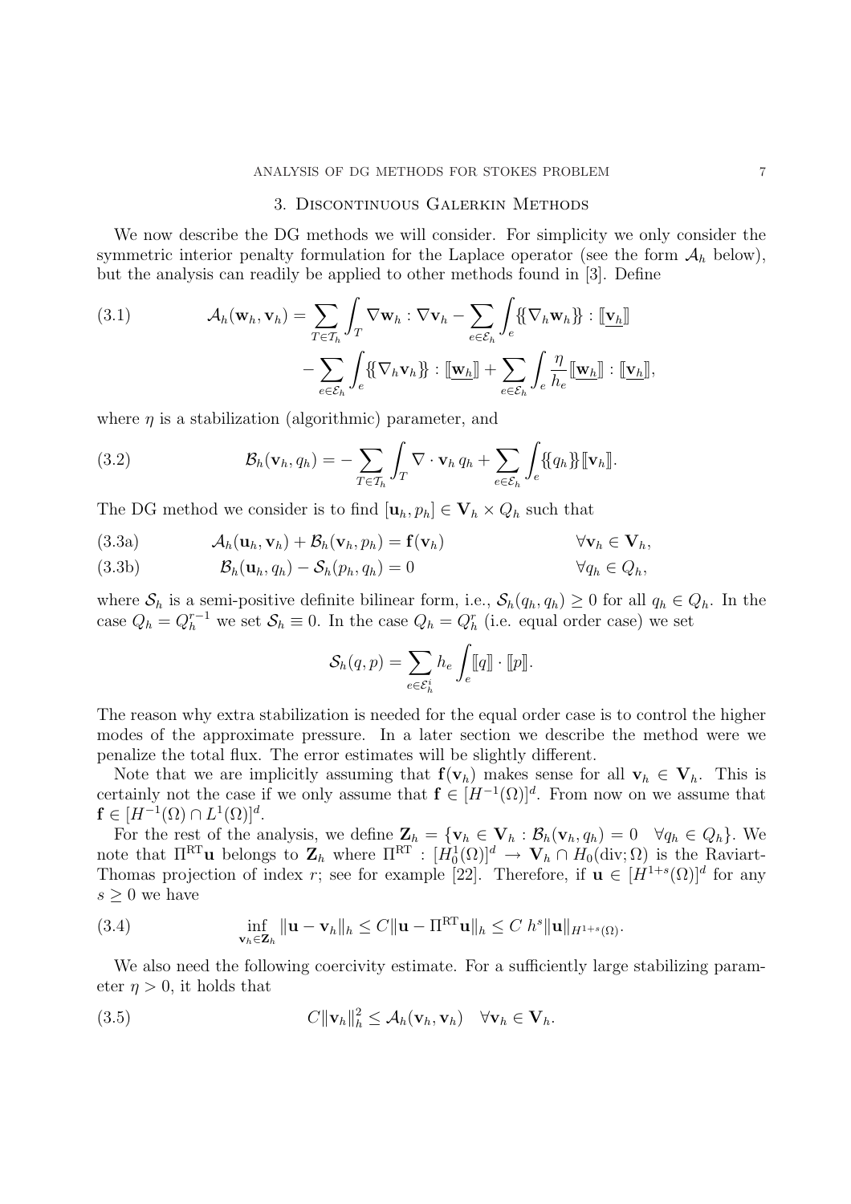## 3. Discontinuous Galerkin Methods

We now describe the DG methods we will consider. For simplicity we only consider the symmetric interior penalty formulation for the Laplace operator (see the form $\mathcal{A}_h$ below), but the analysis can readily be applied to other methods found in [3]. Define

$$
\begin{aligned}
\mathcal{A}_h(\mathbf{w}_h, \mathbf{v}_h) = \sum_{T \in \mathcal{T}_h} \int_T \nabla \mathbf{w}_h : \nabla \mathbf{v}_h - \sum_{e \in \mathcal{E}_h} \int_e \{\!\{\nabla_h \mathbf{w}_h\}\!\} : [\![\underline{\mathbf{v}_h}]\!] \\
- \sum_{e \in \mathcal{E}_h} \int_e \{\!\{\nabla_h \mathbf{v}_h\}\!\} : [\![\underline{\mathbf{w}_h}]\!] + \sum_{e \in \mathcal{E}_h} \int_e \frac{\eta}{h_e} [\![\underline{\mathbf{w}_h}]\!] : [\![\underline{\mathbf{v}_h}]\!],
\end{aligned}
\tag{3.1}
$$

where $\eta$ is a stabilization (algorithmic) parameter, and

$$
\mathcal{B}_h(\mathbf{v}_h, q_h) = -\sum_{T \in \mathcal{T}_h} \int_T \nabla \cdot \mathbf{v}_h \, q_h + \sum_{e \in \mathcal{E}_h} \int_e \{\!\{q_h\}\!\} [\![\mathbf{v}_h]\!]. \tag{3.2}
$$

The DG method we consider is to find $[\mathbf{u}_h, p_h] \in \mathbf{V}_h \times Q_h$ such that

$$
\mathcal{A}_h(\mathbf{u}_h, \mathbf{v}_h) + \mathcal{B}_h(\mathbf{v}_h, p_h) = \mathbf{f}(\mathbf{v}_h) \qquad \forall \mathbf{v}_h \in \mathbf{V}_h, \tag{3.3a}
$$

$$
\mathcal{B}_h(\mathbf{u}_h, q_h) - \mathcal{S}_h(p_h, q_h) = 0 \qquad \forall q_h \in Q_h, \tag{3.3b}
$$

where $\mathcal{S}_h$ is a semi-positive definite bilinear form, i.e., $\mathcal{S}_h(q_h, q_h) \geq 0$ for all $q_h \in Q_h$. In the case $Q_h = Q_h^{r-1}$ we set $\mathcal{S}_h \equiv 0$. In the case $Q_h = Q_h^r$ (i.e. equal order case) we set

$$
\mathcal{S}_h(q, p) = \sum_{e \in \mathcal{E}_h^i} h_e \int_e [\![q]\!] \cdot [\![p]\!].
$$

The reason why extra stabilization is needed for the equal order case is to control the higher modes of the approximate pressure. In a later section we describe the method were we penalize the total flux. The error estimates will be slightly different.

Note that we are implicitly assuming that $\mathbf{f}(\mathbf{v}_h)$ makes sense for all $\mathbf{v}_h \in \mathbf{V}_h$. This is certainly not the case if we only assume that $\mathbf{f} \in [H^{-1}(\Omega)]^d$. From now on we assume that $\mathbf{f} \in [H^{-1}(\Omega) \cap L^1(\Omega)]^d$.

For the rest of the analysis, we define $\mathbf{Z}_h = \{\mathbf{v}_h \in \mathbf{V}_h : \mathcal{B}_h(\mathbf{v}_h, q_h) = 0 \quad \forall q_h \in Q_h\}$. We note that $\Pi^{\mathrm{RT}}\mathbf{u}$ belongs to $\mathbf{Z}_h$ where $\Pi^{\mathrm{RT}} : [H_0^1(\Omega)]^d \to \mathbf{V}_h \cap H_0(\mathrm{div}; \Omega)$ is the Raviart-Thomas projection of index $r$; see for example [22]. Therefore, if $\mathbf{u} \in [H^{1+s}(\Omega)]^d$ for any $s \geq 0$ we have

$$
\inf_{\mathbf{v}_h \in \mathbf{Z}_h} \|\mathbf{u} - \mathbf{v}_h\|_h \leq C \|\mathbf{u} - \Pi^{\mathrm{RT}}\mathbf{u}\|_h \leq C \, h^s \|\mathbf{u}\|_{H^{1+s}(\Omega)}. \tag{3.4}
$$

We also need the following coercivity estimate. For a sufficiently large stabilizing parameter $\eta > 0$, it holds that

$$
C \|\mathbf{v}_h\|_h^2 \leq \mathcal{A}_h(\mathbf{v}_h, \mathbf{v}_h) \quad \forall \mathbf{v}_h \in \mathbf{V}_h. \tag{3.5}
$$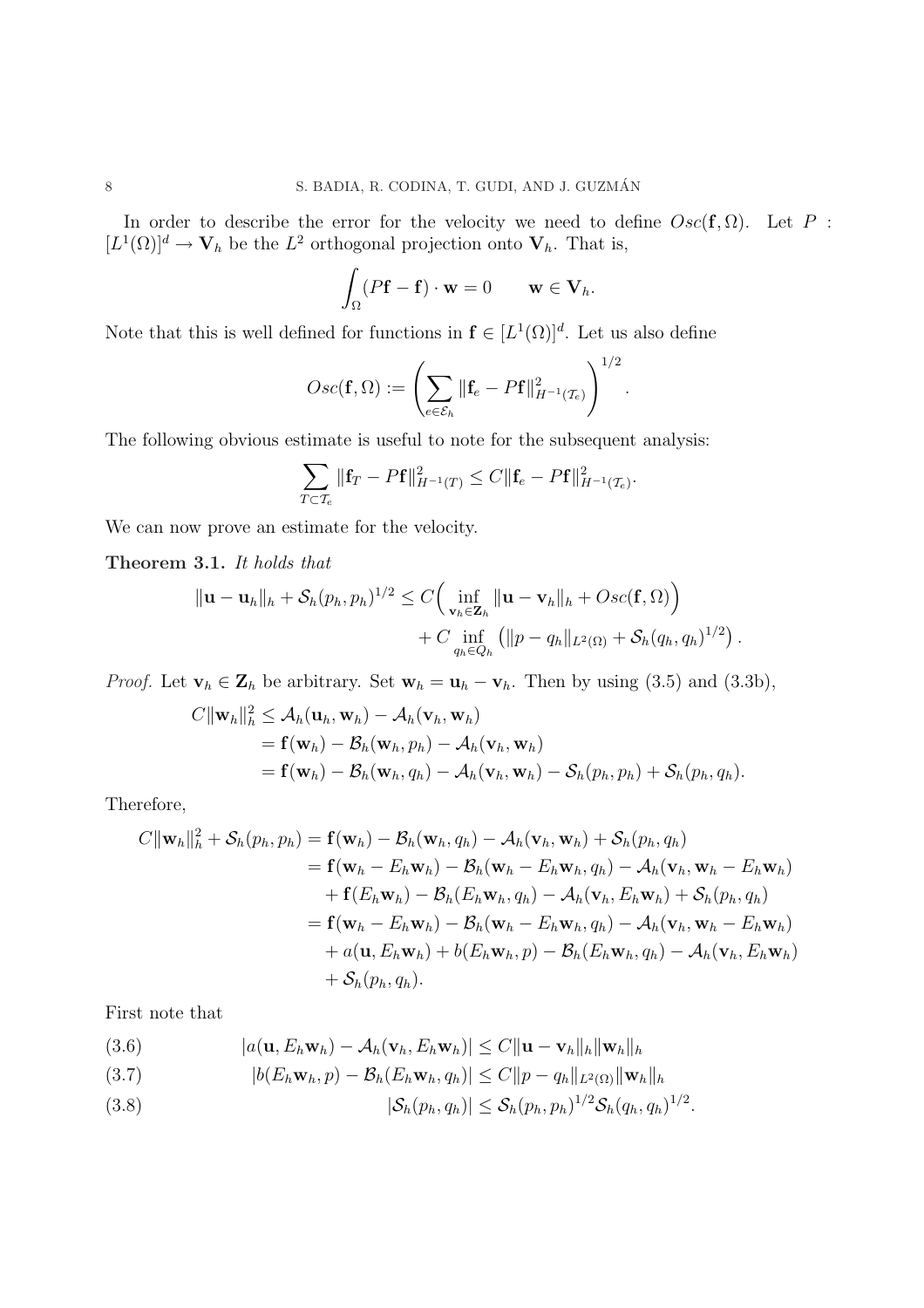In order to describe the error for the velocity we need to define $Osc(\mathbf{f}, \Omega)$. Let $P : [L^1(\Omega)]^d \to \mathbf{V}_h$ be the $L^2$ orthogonal projection onto $\mathbf{V}_h$. That is,

$$\int_\Omega (P\mathbf{f} - \mathbf{f}) \cdot \mathbf{w} = 0 \qquad \mathbf{w} \in \mathbf{V}_h.$$

Note that this is well defined for functions in $\mathbf{f} \in [L^1(\Omega)]^d$. Let us also define

$$Osc(\mathbf{f}, \Omega) := \left( \sum_{e \in \mathcal{E}_h} \|\mathbf{f}_e - P\mathbf{f}\|^2_{H^{-1}(\mathcal{T}_e)} \right)^{1/2}.$$

The following obvious estimate is useful to note for the subsequent analysis:

$$\sum_{T \subset \mathcal{T}_e} \|\mathbf{f}_T - P\mathbf{f}\|^2_{H^{-1}(T)} \leq C \|\mathbf{f}_e - P\mathbf{f}\|^2_{H^{-1}(\mathcal{T}_e)}.$$

We can now prove an estimate for the velocity.

**Theorem 3.1.** *It holds that*

$$\begin{aligned}
\|\mathbf{u} - \mathbf{u}_h\|_h + \mathcal{S}_h(p_h, p_h)^{1/2} \leq\, & C\Big( \inf_{\mathbf{v}_h \in \mathbf{Z}_h} \|\mathbf{u} - \mathbf{v}_h\|_h + Osc(\mathbf{f}, \Omega) \Big) \\
& + C \inf_{q_h \in Q_h} \left( \|p - q_h\|_{L^2(\Omega)} + \mathcal{S}_h(q_h, q_h)^{1/2} \right).
\end{aligned}$$

*Proof.* Let $\mathbf{v}_h \in \mathbf{Z}_h$ be arbitrary. Set $\mathbf{w}_h = \mathbf{u}_h - \mathbf{v}_h$. Then by using (3.5) and (3.3b),

$$\begin{aligned}
C\|\mathbf{w}_h\|_h^2 &\leq \mathcal{A}_h(\mathbf{u}_h, \mathbf{w}_h) - \mathcal{A}_h(\mathbf{v}_h, \mathbf{w}_h) \\
&= \mathbf{f}(\mathbf{w}_h) - \mathcal{B}_h(\mathbf{w}_h, p_h) - \mathcal{A}_h(\mathbf{v}_h, \mathbf{w}_h) \\
&= \mathbf{f}(\mathbf{w}_h) - \mathcal{B}_h(\mathbf{w}_h, q_h) - \mathcal{A}_h(\mathbf{v}_h, \mathbf{w}_h) - \mathcal{S}_h(p_h, p_h) + \mathcal{S}_h(p_h, q_h).
\end{aligned}$$

Therefore,

$$\begin{aligned}
C\|\mathbf{w}_h\|_h^2 + \mathcal{S}_h(p_h, p_h) &= \mathbf{f}(\mathbf{w}_h) - \mathcal{B}_h(\mathbf{w}_h, q_h) - \mathcal{A}_h(\mathbf{v}_h, \mathbf{w}_h) + \mathcal{S}_h(p_h, q_h) \\
&= \mathbf{f}(\mathbf{w}_h - E_h\mathbf{w}_h) - \mathcal{B}_h(\mathbf{w}_h - E_h\mathbf{w}_h, q_h) - \mathcal{A}_h(\mathbf{v}_h, \mathbf{w}_h - E_h\mathbf{w}_h) \\
&\quad + \mathbf{f}(E_h\mathbf{w}_h) - \mathcal{B}_h(E_h\mathbf{w}_h, q_h) - \mathcal{A}_h(\mathbf{v}_h, E_h\mathbf{w}_h) + \mathcal{S}_h(p_h, q_h) \\
&= \mathbf{f}(\mathbf{w}_h - E_h\mathbf{w}_h) - \mathcal{B}_h(\mathbf{w}_h - E_h\mathbf{w}_h, q_h) - \mathcal{A}_h(\mathbf{v}_h, \mathbf{w}_h - E_h\mathbf{w}_h) \\
&\quad + a(\mathbf{u}, E_h\mathbf{w}_h) + b(E_h\mathbf{w}_h, p) - \mathcal{B}_h(E_h\mathbf{w}_h, q_h) - \mathcal{A}_h(\mathbf{v}_h, E_h\mathbf{w}_h) \\
&\quad + \mathcal{S}_h(p_h, q_h).
\end{aligned}$$

First note that

$$|a(\mathbf{u}, E_h\mathbf{w}_h) - \mathcal{A}_h(\mathbf{v}_h, E_h\mathbf{w}_h)| \leq C\|\mathbf{u} - \mathbf{v}_h\|_h \|\mathbf{w}_h\|_h \tag{3.6}$$

$$|b(E_h\mathbf{w}_h, p) - \mathcal{B}_h(E_h\mathbf{w}_h, q_h)| \leq C\|p - q_h\|_{L^2(\Omega)} \|\mathbf{w}_h\|_h \tag{3.7}$$

$$|\mathcal{S}_h(p_h, q_h)| \leq \mathcal{S}_h(p_h, p_h)^{1/2} \mathcal{S}_h(q_h, q_h)^{1/2}. \tag{3.8}$$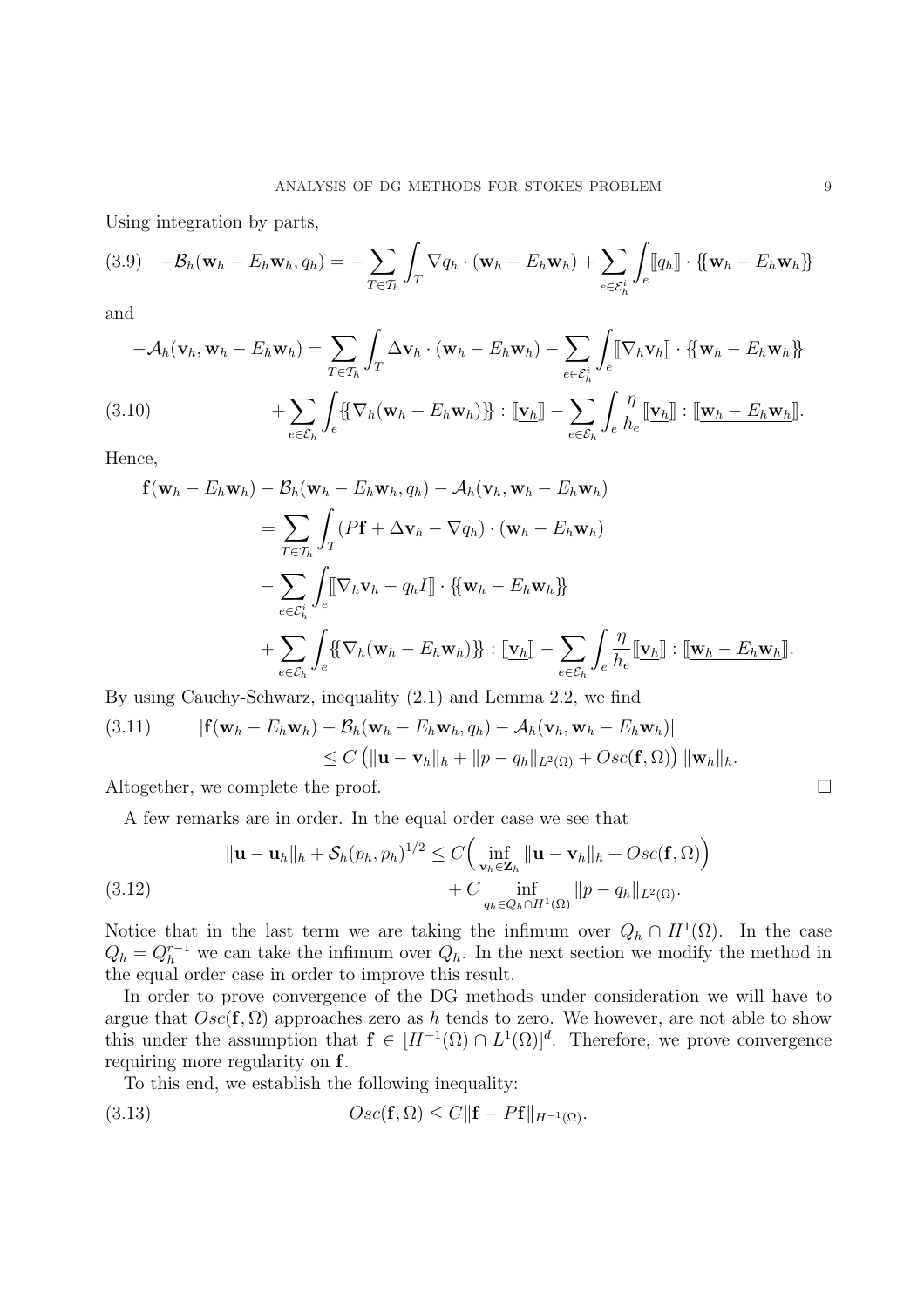Using integration by parts,

$$
-\mathcal{B}_h(\mathbf{w}_h - E_h\mathbf{w}_h, q_h) = -\sum_{T\in\mathcal{T}_h}\int_T \nabla q_h \cdot (\mathbf{w}_h - E_h\mathbf{w}_h) + \sum_{e\in\mathcal{E}_h^i}\int_e [\![q_h]\!]\cdot\{\!\{\mathbf{w}_h - E_h\mathbf{w}_h\}\!\} \tag{3.9}
$$

and

$$
\begin{aligned}
-\mathcal{A}_h(\mathbf{v}_h, \mathbf{w}_h - E_h\mathbf{w}_h) &= \sum_{T\in\mathcal{T}_h}\int_T \Delta\mathbf{v}_h\cdot(\mathbf{w}_h - E_h\mathbf{w}_h) - \sum_{e\in\mathcal{E}_h^i}\int_e [\![\nabla_h\mathbf{v}_h]\!]\cdot\{\!\{\mathbf{w}_h - E_h\mathbf{w}_h\}\!\} \\
&\quad + \sum_{e\in\mathcal{E}_h}\int_e \{\!\{\nabla_h(\mathbf{w}_h - E_h\mathbf{w}_h)\}\!\} : [\![\underline{\mathbf{v}_h}]\!] - \sum_{e\in\mathcal{E}_h}\int_e \frac{\eta}{h_e}[\![\underline{\mathbf{v}_h}]\!] : [\![\underline{\mathbf{w}_h - E_h\mathbf{w}_h}]\!].
\end{aligned} \tag{3.10}
$$

Hence,

$$
\begin{aligned}
\mathbf{f}(\mathbf{w}_h - E_h\mathbf{w}_h) &- \mathcal{B}_h(\mathbf{w}_h - E_h\mathbf{w}_h, q_h) - \mathcal{A}_h(\mathbf{v}_h, \mathbf{w}_h - E_h\mathbf{w}_h) \\
&= \sum_{T\in\mathcal{T}_h}\int_T (P\mathbf{f} + \Delta\mathbf{v}_h - \nabla q_h)\cdot(\mathbf{w}_h - E_h\mathbf{w}_h) \\
&\quad - \sum_{e\in\mathcal{E}_h^i}\int_e [\![\nabla_h\mathbf{v}_h - q_h I]\!]\cdot\{\!\{\mathbf{w}_h - E_h\mathbf{w}_h\}\!\} \\
&\quad + \sum_{e\in\mathcal{E}_h}\int_e \{\!\{\nabla_h(\mathbf{w}_h - E_h\mathbf{w}_h)\}\!\} : [\![\underline{\mathbf{v}_h}]\!] - \sum_{e\in\mathcal{E}_h}\int_e \frac{\eta}{h_e}[\![\underline{\mathbf{v}_h}]\!] : [\![\underline{\mathbf{w}_h - E_h\mathbf{w}_h}]\!].
\end{aligned}
$$

By using Cauchy-Schwarz, inequality (2.1) and Lemma 2.2, we find

$$
\begin{aligned}
|\mathbf{f}(\mathbf{w}_h - E_h\mathbf{w}_h) &- \mathcal{B}_h(\mathbf{w}_h - E_h\mathbf{w}_h, q_h) - \mathcal{A}_h(\mathbf{v}_h, \mathbf{w}_h - E_h\mathbf{w}_h)| \\
&\leq C\left(\|\mathbf{u} - \mathbf{v}_h\|_h + \|p - q_h\|_{L^2(\Omega)} + Osc(\mathbf{f},\Omega)\right)\|\mathbf{w}_h\|_h.
\end{aligned} \tag{3.11}
$$

Altogether, we complete the proof. □

A few remarks are in order. In the equal order case we see that

$$
\begin{aligned}
\|\mathbf{u} - \mathbf{u}_h\|_h + \mathcal{S}_h(p_h, p_h)^{1/2} &\leq C\Big(\inf_{\mathbf{v}_h\in\mathbf{Z}_h}\|\mathbf{u} - \mathbf{v}_h\|_h + Osc(\mathbf{f},\Omega)\Big) \\
&\quad + C\inf_{q_h\in Q_h\cap H^1(\Omega)}\|p - q_h\|_{L^2(\Omega)}.
\end{aligned} \tag{3.12}
$$

Notice that in the last term we are taking the infimum over $Q_h \cap H^1(\Omega)$. In the case $Q_h = Q_h^{r-1}$ we can take the infimum over $Q_h$. In the next section we modify the method in the equal order case in order to improve this result.

In order to prove convergence of the DG methods under consideration we will have to argue that $Osc(\mathbf{f},\Omega)$ approaches zero as $h$ tends to zero. We however, are not able to show this under the assumption that $\mathbf{f} \in [H^{-1}(\Omega) \cap L^1(\Omega)]^d$. Therefore, we prove convergence requiring more regularity on $\mathbf{f}$.

To this end, we establish the following inequality:

$$
Osc(\mathbf{f},\Omega) \leq C\|\mathbf{f} - P\mathbf{f}\|_{H^{-1}(\Omega)}. \tag{3.13}
$$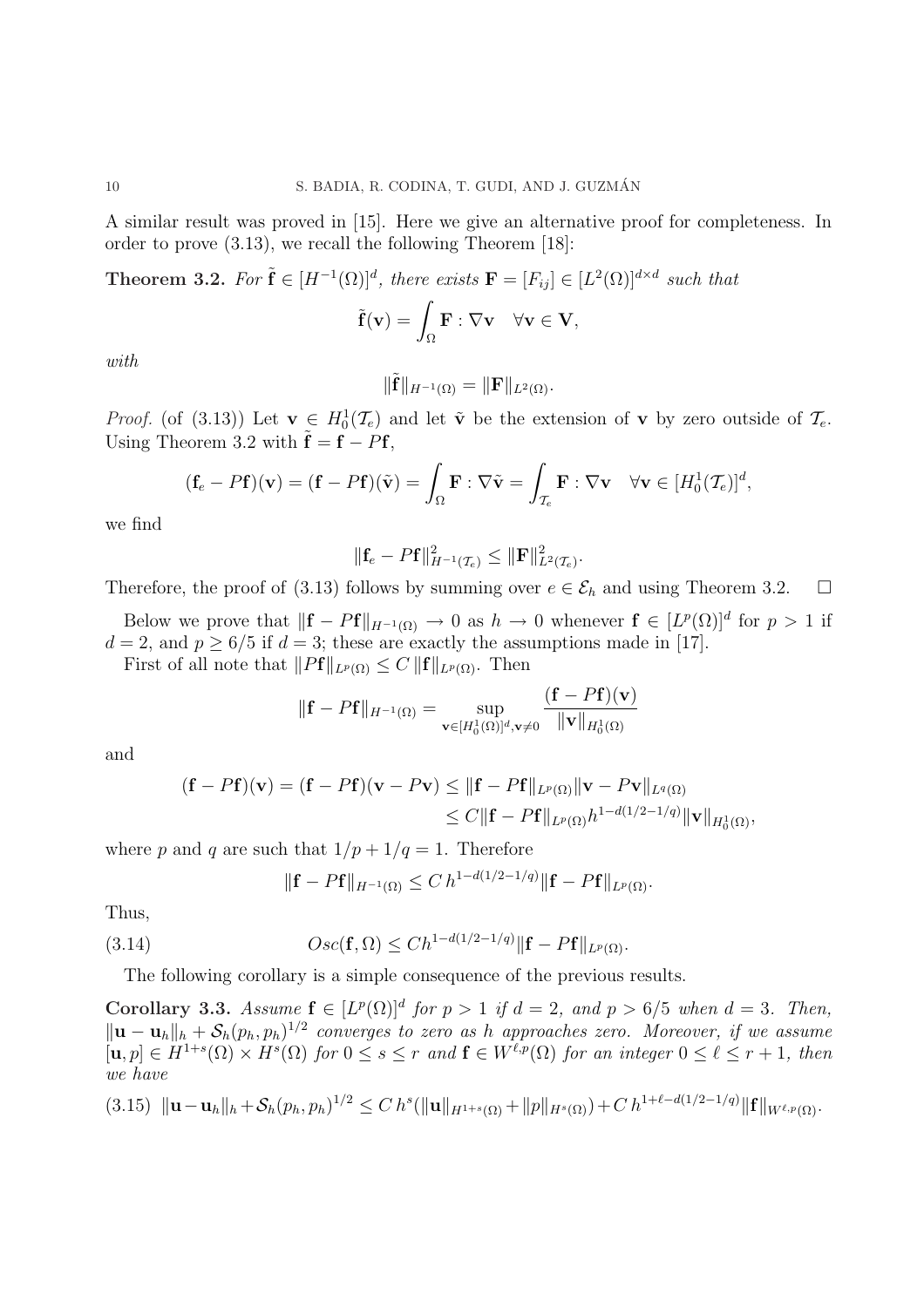A similar result was proved in [15]. Here we give an alternative proof for completeness. In order to prove (3.13), we recall the following Theorem [18]:

**Theorem 3.2.** *For $\tilde{\mathbf{f}} \in [H^{-1}(\Omega)]^d$, there exists $\mathbf{F} = [F_{ij}] \in [L^2(\Omega)]^{d\times d}$ such that*

$$\tilde{\mathbf{f}}(\mathbf{v}) = \int_\Omega \mathbf{F} : \nabla \mathbf{v} \quad \forall \mathbf{v} \in \mathbf{V},$$

*with*

$$\|\tilde{\mathbf{f}}\|_{H^{-1}(\Omega)} = \|\mathbf{F}\|_{L^2(\Omega)}.$$

*Proof.* (of (3.13)) Let $\mathbf{v} \in H_0^1(\mathcal{T}_e)$ and let $\tilde{\mathbf{v}}$ be the extension of $\mathbf{v}$ by zero outside of $\mathcal{T}_e$. Using Theorem 3.2 with $\tilde{\mathbf{f}} = \mathbf{f} - P\mathbf{f}$,

$$(\mathbf{f}_e - P\mathbf{f})(\mathbf{v}) = (\mathbf{f} - P\mathbf{f})(\tilde{\mathbf{v}}) = \int_\Omega \mathbf{F} : \nabla \tilde{\mathbf{v}} = \int_{\mathcal{T}_e} \mathbf{F} : \nabla \mathbf{v} \quad \forall \mathbf{v} \in [H_0^1(\mathcal{T}_e)]^d,$$

we find

$$\|\mathbf{f}_e - P\mathbf{f}\|^2_{H^{-1}(\mathcal{T}_e)} \leq \|\mathbf{F}\|^2_{L^2(\mathcal{T}_e)}.$$

Therefore, the proof of (3.13) follows by summing over $e \in \mathcal{E}_h$ and using Theorem 3.2. $\square$

Below we prove that $\|\mathbf{f} - P\mathbf{f}\|_{H^{-1}(\Omega)} \to 0$ as $h \to 0$ whenever $\mathbf{f} \in [L^p(\Omega)]^d$ for $p > 1$ if $d = 2$, and $p \geq 6/5$ if $d = 3$; these are exactly the assumptions made in [17].

First of all note that $\|P\mathbf{f}\|_{L^p(\Omega)} \leq C\,\|\mathbf{f}\|_{L^p(\Omega)}$. Then

$$\|\mathbf{f} - P\mathbf{f}\|_{H^{-1}(\Omega)} = \sup_{\mathbf{v}\in[H_0^1(\Omega)]^d, \mathbf{v}\neq 0} \frac{(\mathbf{f} - P\mathbf{f})(\mathbf{v})}{\|\mathbf{v}\|_{H_0^1(\Omega)}}$$

and

$$\begin{aligned}(\mathbf{f} - P\mathbf{f})(\mathbf{v}) = (\mathbf{f} - P\mathbf{f})(\mathbf{v} - P\mathbf{v}) &\leq \|\mathbf{f} - P\mathbf{f}\|_{L^p(\Omega)} \|\mathbf{v} - P\mathbf{v}\|_{L^q(\Omega)} \\ &\leq C\|\mathbf{f} - P\mathbf{f}\|_{L^p(\Omega)} h^{1-d(1/2-1/q)} \|\mathbf{v}\|_{H_0^1(\Omega)},\end{aligned}$$

where $p$ and $q$ are such that $1/p + 1/q = 1$. Therefore

$$\|\mathbf{f} - P\mathbf{f}\|_{H^{-1}(\Omega)} \leq C\,h^{1-d(1/2-1/q)} \|\mathbf{f} - P\mathbf{f}\|_{L^p(\Omega)}.$$

Thus,

$$Osc(\mathbf{f}, \Omega) \leq C h^{1-d(1/2-1/q)} \|\mathbf{f} - P\mathbf{f}\|_{L^p(\Omega)}. \tag{3.14}$$

The following corollary is a simple consequence of the previous results.

**Corollary 3.3.** *Assume $\mathbf{f} \in [L^p(\Omega)]^d$ for $p > 1$ if $d = 2$, and $p > 6/5$ when $d = 3$. Then, $\|\mathbf{u} - \mathbf{u}_h\|_h + \mathcal{S}_h(p_h, p_h)^{1/2}$ converges to zero as $h$ approaches zero. Moreover, if we assume $[\mathbf{u}, p] \in H^{1+s}(\Omega) \times H^s(\Omega)$ for $0 \leq s \leq r$ and $\mathbf{f} \in W^{\ell,p}(\Omega)$ for an integer $0 \leq \ell \leq r + 1$, then we have*

$$\|\mathbf{u} - \mathbf{u}_h\|_h + \mathcal{S}_h(p_h, p_h)^{1/2} \leq C\,h^s(\|\mathbf{u}\|_{H^{1+s}(\Omega)} + \|p\|_{H^s(\Omega)}) + C\,h^{1+\ell-d(1/2-1/q)} \|\mathbf{f}\|_{W^{\ell,p}(\Omega)}. \tag{3.15}$$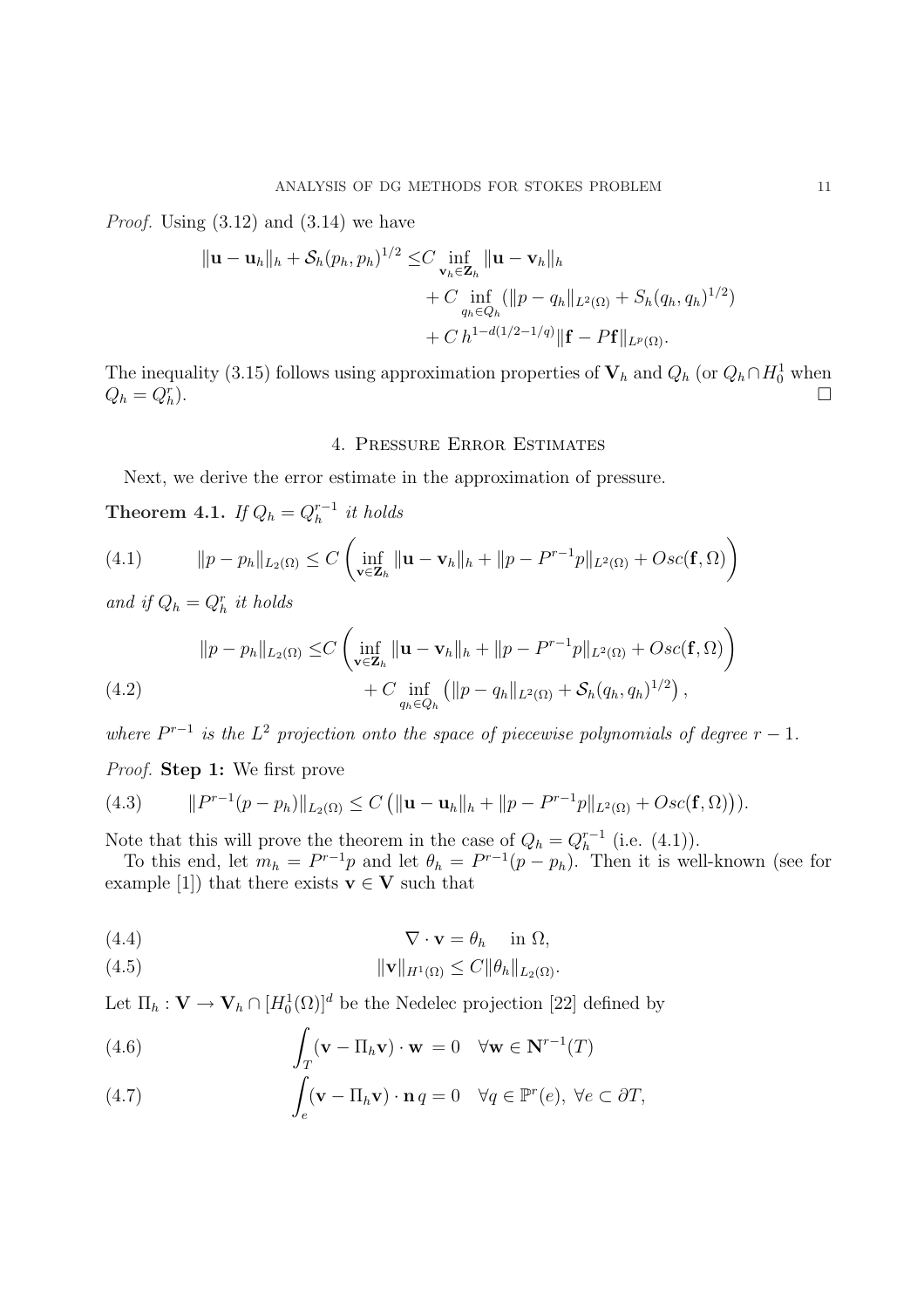*Proof.* Using (3.12) and (3.14) we have

$$
\begin{aligned}
\|\mathbf{u}-\mathbf{u}_h\|_h + \mathcal{S}_h(p_h,p_h)^{1/2} \leq & C \inf_{\mathbf{v}_h\in \mathbf{Z}_h} \|\mathbf{u}-\mathbf{v}_h\|_h \\
&+ C \inf_{q_h \in Q_h} (\|p-q_h\|_{L^2(\Omega)} + S_h(q_h,q_h)^{1/2}) \\
&+ C\, h^{1-d(1/2-1/q)} \|\mathbf{f}-P\mathbf{f}\|_{L^p(\Omega)}.
\end{aligned}
$$

The inequality (3.15) follows using approximation properties of $\mathbf{V}_h$ and $Q_h$ (or $Q_h \cap H_0^1$ when $Q_h = Q_h^r$). $\square$

## 4. Pressure Error Estimates

Next, we derive the error estimate in the approximation of pressure.

**Theorem 4.1.** *If $Q_h = Q_h^{r-1}$ it holds*

$$
\|p-p_h\|_{L_2(\Omega)} \leq C \left( \inf_{\mathbf{v}\in \mathbf{Z}_h} \|\mathbf{u}-\mathbf{v}_h\|_h + \|p - P^{r-1}p\|_{L^2(\Omega)} + Osc(\mathbf{f},\Omega) \right) \tag{4.1}
$$

*and if $Q_h = Q_h^r$ it holds*

$$
\begin{aligned}
\|p-p_h\|_{L_2(\Omega)} \leq & C \left( \inf_{\mathbf{v}\in \mathbf{Z}_h} \|\mathbf{u}-\mathbf{v}_h\|_h + \|p - P^{r-1}p\|_{L^2(\Omega)} + Osc(\mathbf{f},\Omega) \right) \\
&+ C \inf_{q_h\in Q_h} \left( \|p-q_h\|_{L^2(\Omega)} + \mathcal{S}_h(q_h,q_h)^{1/2} \right),
\end{aligned} \tag{4.2}
$$

*where $P^{r-1}$ is the $L^2$ projection onto the space of piecewise polynomials of degree $r-1$.*

*Proof.* **Step 1:** We first prove

$$
\|P^{r-1}(p-p_h)\|_{L_2(\Omega)} \leq C \left( \|\mathbf{u}-\mathbf{u}_h\|_h + \|p-P^{r-1}p\|_{L^2(\Omega)} + Osc(\mathbf{f},\Omega) \right)). \tag{4.3}
$$

Note that this will prove the theorem in the case of $Q_h = Q_h^{r-1}$ (i.e. (4.1)).

To this end, let $m_h = P^{r-1}p$ and let $\theta_h = P^{r-1}(p-p_h)$. Then it is well-known (see for example [1]) that there exists $\mathbf{v} \in \mathbf{V}$ such that

$$
\nabla \cdot \mathbf{v} = \theta_h \quad \text{in } \Omega, \tag{4.4}
$$

$$
\|\mathbf{v}\|_{H^1(\Omega)} \leq C \|\theta_h\|_{L_2(\Omega)}. \tag{4.5}
$$

Let $\Pi_h : \mathbf{V} \to \mathbf{V}_h \cap [H_0^1(\Omega)]^d$ be the Nedelec projection [22] defined by

$$
\int_T (\mathbf{v} - \Pi_h \mathbf{v}) \cdot \mathbf{w} \;= 0 \quad \forall \mathbf{w} \in \mathbf{N}^{r-1}(T) \tag{4.6}
$$

$$
\int_e (\mathbf{v} - \Pi_h \mathbf{v}) \cdot \mathbf{n}\, q = 0 \quad \forall q \in \mathbb{P}^r(e),\ \forall e \subset \partial T, \tag{4.7}
$$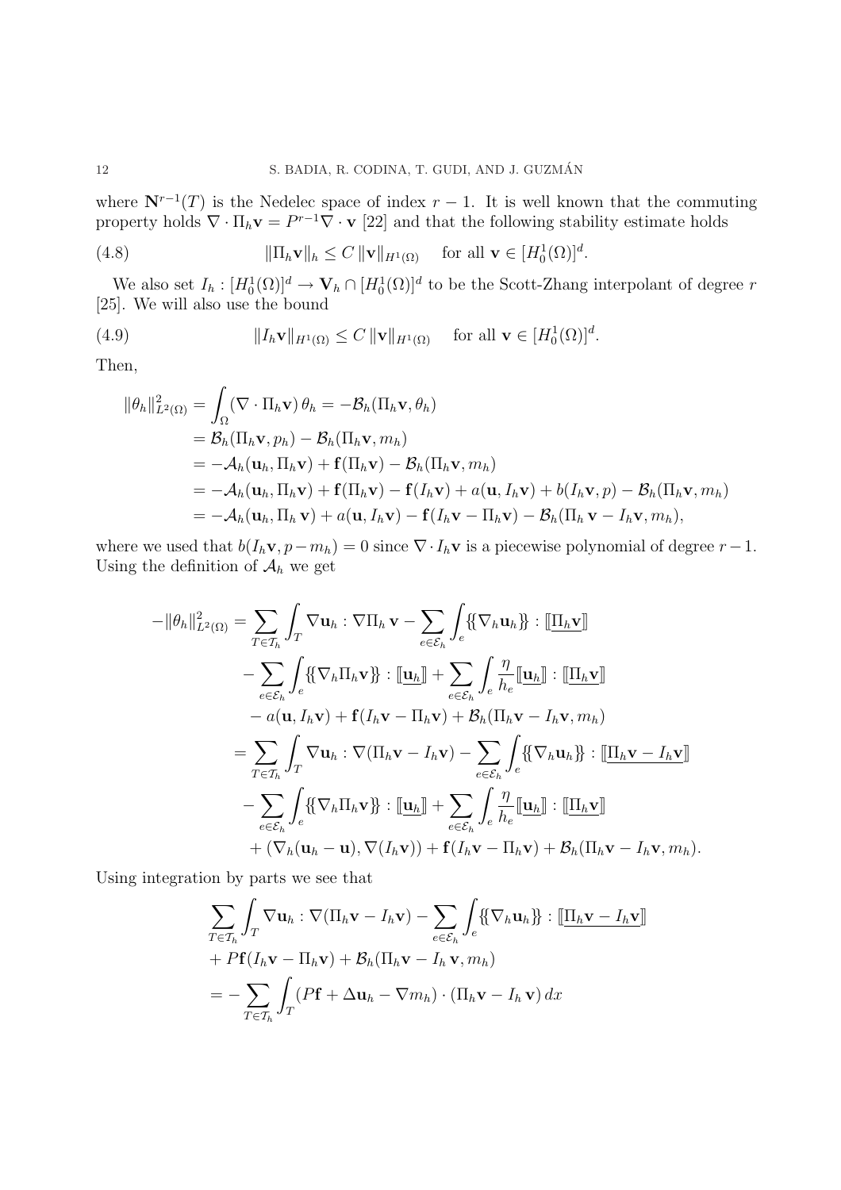where $\mathbf{N}^{r-1}(T)$ is the Nedelec space of index $r-1$. It is well known that the commuting property holds $\nabla \cdot \Pi_h \mathbf{v} = P^{r-1} \nabla \cdot \mathbf{v}$ [22] and that the following stability estimate holds

$$\|\Pi_h \mathbf{v}\|_h \leq C \, \|\mathbf{v}\|_{H^1(\Omega)} \quad \text{ for all } \mathbf{v} \in [H_0^1(\Omega)]^d. \tag{4.8}$$

We also set $I_h : [H_0^1(\Omega)]^d \to \mathbf{V}_h \cap [H_0^1(\Omega)]^d$ to be the Scott-Zhang interpolant of degree $r$ [25]. We will also use the bound

$$\|I_h \mathbf{v}\|_{H^1(\Omega)} \leq C \, \|\mathbf{v}\|_{H^1(\Omega)} \quad \text{ for all } \mathbf{v} \in [H_0^1(\Omega)]^d. \tag{4.9}$$

Then,

$$\begin{aligned}
\|\theta_h\|_{L^2(\Omega)}^2 &= \int_\Omega (\nabla \cdot \Pi_h \mathbf{v}) \, \theta_h = -\mathcal{B}_h(\Pi_h \mathbf{v}, \theta_h) \\
&= \mathcal{B}_h(\Pi_h \mathbf{v}, p_h) - \mathcal{B}_h(\Pi_h \mathbf{v}, m_h) \\
&= -\mathcal{A}_h(\mathbf{u}_h, \Pi_h \mathbf{v}) + \mathbf{f}(\Pi_h \mathbf{v}) - \mathcal{B}_h(\Pi_h \mathbf{v}, m_h) \\
&= -\mathcal{A}_h(\mathbf{u}_h, \Pi_h \mathbf{v}) + \mathbf{f}(\Pi_h \mathbf{v}) - \mathbf{f}(I_h \mathbf{v}) + a(\mathbf{u}, I_h \mathbf{v}) + b(I_h \mathbf{v}, p) - \mathcal{B}_h(\Pi_h \mathbf{v}, m_h) \\
&= -\mathcal{A}_h(\mathbf{u}_h, \Pi_h \, \mathbf{v}) + a(\mathbf{u}, I_h \mathbf{v}) - \mathbf{f}(I_h \mathbf{v} - \Pi_h \mathbf{v}) - \mathcal{B}_h(\Pi_h \, \mathbf{v} - I_h \mathbf{v}, m_h),
\end{aligned}$$

where we used that $b(I_h \mathbf{v}, p - m_h) = 0$ since $\nabla \cdot I_h \mathbf{v}$ is a piecewise polynomial of degree $r-1$. Using the definition of $\mathcal{A}_h$ we get

$$\begin{aligned}
-\|\theta_h\|_{L^2(\Omega)}^2 &= \sum_{T \in \mathcal{T}_h} \int_T \nabla \mathbf{u}_h : \nabla \Pi_h \, \mathbf{v} - \sum_{e \in \mathcal{E}_h} \int_e \{\!\{\nabla_h \mathbf{u}_h\}\!\} : [\![\underline{\Pi_h \mathbf{v}}]\!] \\
&\quad - \sum_{e \in \mathcal{E}_h} \int_e \{\!\{\nabla_h \Pi_h \mathbf{v}\}\!\} : [\![\underline{\mathbf{u}_h}]\!] + \sum_{e \in \mathcal{E}_h} \int_e \frac{\eta}{h_e} [\![\underline{\mathbf{u}_h}]\!] : [\![\underline{\Pi_h \mathbf{v}}]\!] \\
&\quad - a(\mathbf{u}, I_h \mathbf{v}) + \mathbf{f}(I_h \mathbf{v} - \Pi_h \mathbf{v}) + \mathcal{B}_h(\Pi_h \mathbf{v} - I_h \mathbf{v}, m_h) \\
&= \sum_{T \in \mathcal{T}_h} \int_T \nabla \mathbf{u}_h : \nabla (\Pi_h \mathbf{v} - I_h \mathbf{v}) - \sum_{e \in \mathcal{E}_h} \int_e \{\!\{\nabla_h \mathbf{u}_h\}\!\} : [\![\underline{\Pi_h \mathbf{v} - I_h \mathbf{v}}]\!] \\
&\quad - \sum_{e \in \mathcal{E}_h} \int_e \{\!\{\nabla_h \Pi_h \mathbf{v}\}\!\} : [\![\underline{\mathbf{u}_h}]\!] + \sum_{e \in \mathcal{E}_h} \int_e \frac{\eta}{h_e} [\![\underline{\mathbf{u}_h}]\!] : [\![\underline{\Pi_h \mathbf{v}}]\!] \\
&\quad + (\nabla_h (\mathbf{u}_h - \mathbf{u}), \nabla (I_h \mathbf{v})) + \mathbf{f}(I_h \mathbf{v} - \Pi_h \mathbf{v}) + \mathcal{B}_h(\Pi_h \mathbf{v} - I_h \mathbf{v}, m_h).
\end{aligned}$$

Using integration by parts we see that

$$\begin{aligned}
&\sum_{T \in \mathcal{T}_h} \int_T \nabla \mathbf{u}_h : \nabla (\Pi_h \mathbf{v} - I_h \mathbf{v}) - \sum_{e \in \mathcal{E}_h} \int_e \{\!\{\nabla_h \mathbf{u}_h\}\!\} : [\![\underline{\Pi_h \mathbf{v} - I_h \mathbf{v}}]\!] \\
&+ P\mathbf{f}(I_h \mathbf{v} - \Pi_h \mathbf{v}) + \mathcal{B}_h(\Pi_h \mathbf{v} - I_h \, \mathbf{v}, m_h) \\
&= -\sum_{T \in \mathcal{T}_h} \int_T (P\mathbf{f} + \Delta \mathbf{u}_h - \nabla m_h) \cdot (\Pi_h \mathbf{v} - I_h \, \mathbf{v}) \, dx
\end{aligned}$$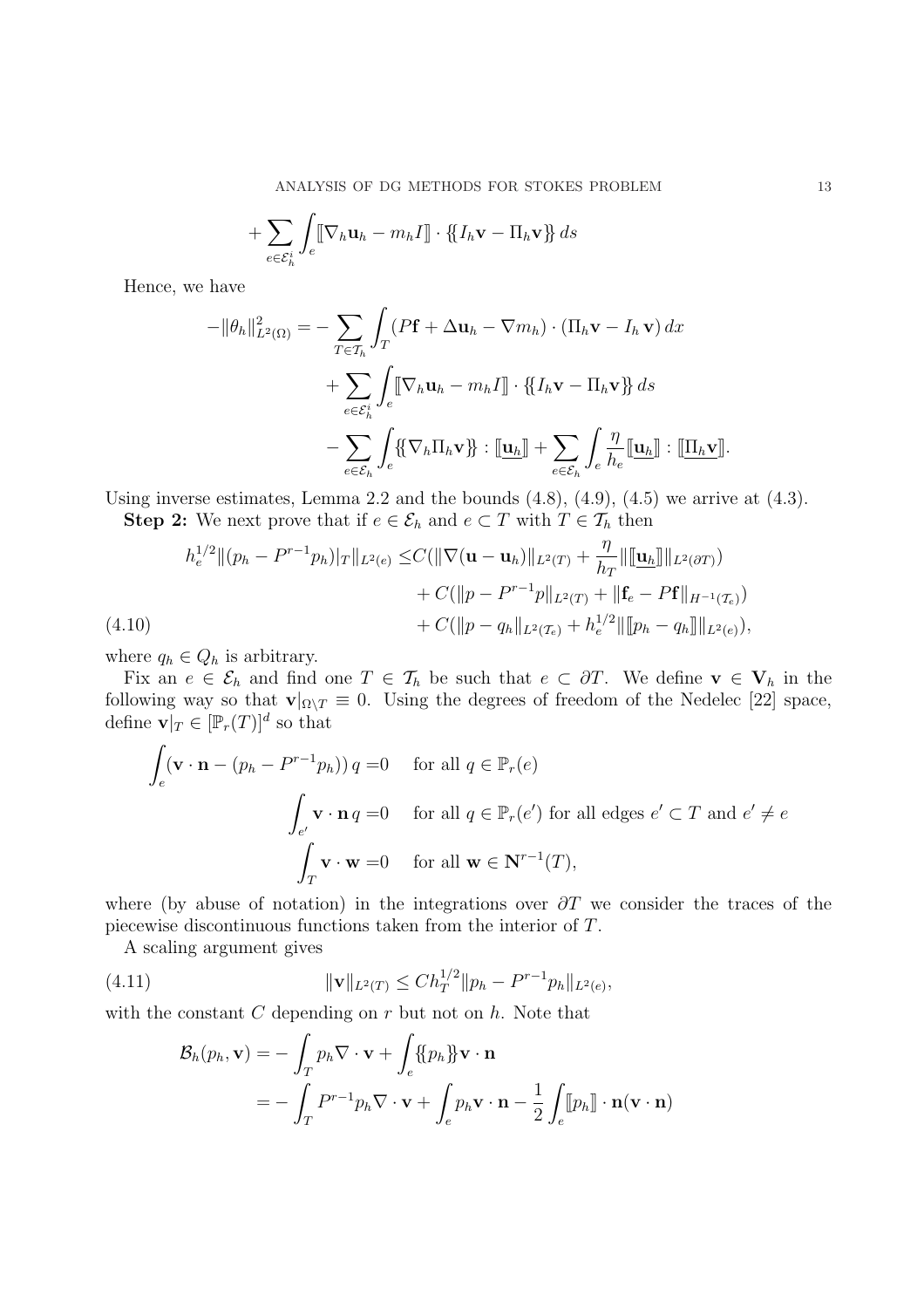$$+\sum_{e\in\mathcal{E}_h^i}\int_e [\![\nabla_h \mathbf{u}_h - m_h I]\!] \cdot \{\!\{I_h\mathbf{v} - \Pi_h\mathbf{v}\}\!\}\, ds$$

Hence, we have

$$\begin{aligned}
-\|\theta_h\|^2_{L^2(\Omega)} = &-\sum_{T\in\mathcal{T}_h}\int_T (P\mathbf{f} + \Delta\mathbf{u}_h - \nabla m_h)\cdot(\Pi_h\mathbf{v} - I_h\,\mathbf{v})\,dx \\
&+ \sum_{e\in\mathcal{E}_h^i}\int_e [\![\nabla_h\mathbf{u}_h - m_h I]\!]\cdot\{\!\{I_h\mathbf{v} - \Pi_h\mathbf{v}\}\!\}\,ds \\
&- \sum_{e\in\mathcal{E}_h}\int_e \{\!\{\nabla_h\Pi_h\mathbf{v}\}\!\} : [\![\underline{\mathbf{u}_h}]\!] + \sum_{e\in\mathcal{E}_h}\int_e \frac{\eta}{h_e}[\![\underline{\mathbf{u}_h}]\!] : [\![\underline{\Pi_h\mathbf{v}}]\!].
\end{aligned}$$

Using inverse estimates, Lemma 2.2 and the bounds (4.8), (4.9), (4.5) we arrive at (4.3).

**Step 2:** We next prove that if $e \in \mathcal{E}_h$ and $e \subset T$ with $T \in \mathcal{T}_h$ then

$$\begin{aligned}
h_e^{1/2}\|(p_h - P^{r-1}p_h)|_T\|_{L^2(e)} \le\, & C(\|\nabla(\mathbf{u}-\mathbf{u}_h)\|_{L^2(T)} + \frac{\eta}{h_T}\|[\![\underline{\mathbf{u}_h}]\!]\|_{L^2(\partial T)}) \\
&+ C(\|p - P^{r-1}p\|_{L^2(T)} + \|\mathbf{f}_e - P\mathbf{f}\|_{H^{-1}(\mathcal{T}_e)}) \\
&+ C(\|p - q_h\|_{L^2(\mathcal{T}_e)} + h_e^{1/2}\|[\![p_h - q_h]\!]\|_{L^2(e)}),
\end{aligned} \tag{4.10}$$

where $q_h \in Q_h$ is arbitrary.

Fix an $e \in \mathcal{E}_h$ and find one $T \in \mathcal{T}_h$ be such that $e \subset \partial T$. We define $\mathbf{v} \in \mathbf{V}_h$ in the following way so that $\mathbf{v}|_{\Omega\setminus T} \equiv 0$. Using the degrees of freedom of the Nedelec [22] space, define $\mathbf{v}|_T \in [\mathbb{P}_r(T)]^d$ so that

$$\begin{aligned}
\int_e (\mathbf{v}\cdot\mathbf{n} - (p_h - P^{r-1}p_h))\,q &= 0 \quad \text{for all } q \in \mathbb{P}_r(e) \\
\int_{e'} \mathbf{v}\cdot\mathbf{n}\,q &= 0 \quad \text{for all } q \in \mathbb{P}_r(e') \text{ for all edges } e' \subset T \text{ and } e' \neq e \\
\int_T \mathbf{v}\cdot\mathbf{w} &= 0 \quad \text{for all } \mathbf{w} \in \mathbf{N}^{r-1}(T),
\end{aligned}$$

where (by abuse of notation) in the integrations over $\partial T$ we consider the traces of the piecewise discontinuous functions taken from the interior of $T$.

A scaling argument gives

$$\|\mathbf{v}\|_{L^2(T)} \le C h_T^{1/2}\|p_h - P^{r-1}p_h\|_{L^2(e)}, \tag{4.11}$$

with the constant $C$ depending on $r$ but not on $h$. Note that

$$\begin{aligned}
\mathcal{B}_h(p_h, \mathbf{v}) &= -\int_T p_h \nabla\cdot\mathbf{v} + \int_e \{\!\{p_h\}\!\}\mathbf{v}\cdot\mathbf{n} \\
&= -\int_T P^{r-1}p_h\nabla\cdot\mathbf{v} + \int_e p_h\mathbf{v}\cdot\mathbf{n} - \frac{1}{2}\int_e [\![p_h]\!]\cdot\mathbf{n}(\mathbf{v}\cdot\mathbf{n})
\end{aligned}$$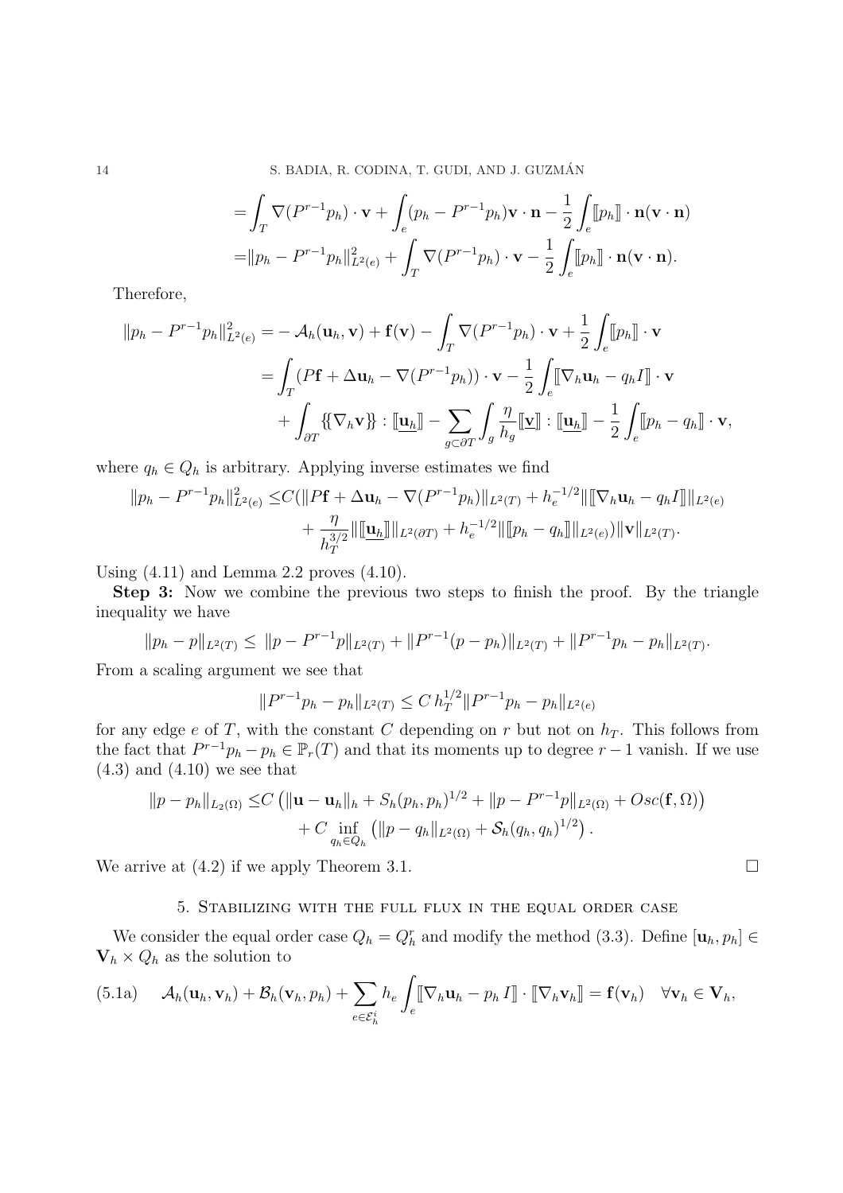$$
\begin{aligned}
&= \int_T \nabla(P^{r-1}p_h) \cdot \mathbf{v} + \int_e (p_h - P^{r-1}p_h)\mathbf{v} \cdot \mathbf{n} - \frac{1}{2}\int_e [\![p_h]\!] \cdot \mathbf{n}(\mathbf{v} \cdot \mathbf{n}) \\
&= \|p_h - P^{r-1}p_h\|^2_{L^2(e)} + \int_T \nabla(P^{r-1}p_h) \cdot \mathbf{v} - \frac{1}{2}\int_e [\![p_h]\!] \cdot \mathbf{n}(\mathbf{v} \cdot \mathbf{n}).
\end{aligned}
$$

Therefore,

$$
\begin{aligned}
\|p_h - P^{r-1}p_h\|^2_{L^2(e)} =& -\mathcal{A}_h(\mathbf{u}_h, \mathbf{v}) + \mathbf{f}(\mathbf{v}) - \int_T \nabla(P^{r-1}p_h) \cdot \mathbf{v} + \frac{1}{2}\int_e [\![p_h]\!] \cdot \mathbf{v} \\
=& \int_T (P\mathbf{f} + \Delta \mathbf{u}_h - \nabla(P^{r-1}p_h)) \cdot \mathbf{v} - \frac{1}{2}\int_e [\![\nabla_h \mathbf{u}_h - q_h I]\!] \cdot \mathbf{v} \\
&+ \int_{\partial T} \{\!\{\nabla_h \mathbf{v}\}\!\} : [\![\underline{\mathbf{u}_h}]\!] - \sum_{g \subset \partial T} \int_g \frac{\eta}{h_g} [\![\underline{\mathbf{v}}]\!] : [\![\underline{\mathbf{u}_h}]\!] - \frac{1}{2}\int_e [\![p_h - q_h]\!] \cdot \mathbf{v},
\end{aligned}
$$

where $q_h \in Q_h$ is arbitrary. Applying inverse estimates we find

$$
\begin{aligned}
\|p_h - P^{r-1}p_h\|^2_{L^2(e)} \leq& C(\|P\mathbf{f} + \Delta \mathbf{u}_h - \nabla(P^{r-1}p_h)\|_{L^2(T)} + h_e^{-1/2}\|[\![\nabla_h \mathbf{u}_h - q_h I]\!]\|_{L^2(e)} \\
&+ \frac{\eta}{h_T^{3/2}}\|[\![\underline{\mathbf{u}_h}]\!]\|_{L^2(\partial T)} + h_e^{-1/2}\|[\![p_h - q_h]\!]\|_{L^2(e)})\|\mathbf{v}\|_{L^2(T)}.
\end{aligned}
$$

Using (4.11) and Lemma 2.2 proves (4.10).

**Step 3:** Now we combine the previous two steps to finish the proof. By the triangle inequality we have

$$
\|p_h - p\|_{L^2(T)} \leq \|p - P^{r-1}p\|_{L^2(T)} + \|P^{r-1}(p - p_h)\|_{L^2(T)} + \|P^{r-1}p_h - p_h\|_{L^2(T)}.
$$

From a scaling argument we see that

$$
\|P^{r-1}p_h - p_h\|_{L^2(T)} \leq C\, h_T^{1/2}\|P^{r-1}p_h - p_h\|_{L^2(e)}
$$

for any edge $e$ of $T$, with the constant $C$ depending on $r$ but not on $h_T$. This follows from the fact that $P^{r-1}p_h - p_h \in \mathbb{P}_r(T)$ and that its moments up to degree $r-1$ vanish. If we use (4.3) and (4.10) we see that

$$
\begin{aligned}
\|p - p_h\|_{L_2(\Omega)} \leq& C\left(\|\mathbf{u} - \mathbf{u}_h\|_h + S_h(p_h, p_h)^{1/2} + \|p - P^{r-1}p\|_{L^2(\Omega)} + Osc(\mathbf{f}, \Omega)\right) \\
&+ C \inf_{q_h \in Q_h}\left(\|p - q_h\|_{L^2(\Omega)} + \mathcal{S}_h(q_h, q_h)^{1/2}\right).
\end{aligned}
$$

We arrive at (4.2) if we apply Theorem 3.1. $\square$

## 5. Stabilizing with the full flux in the equal order case

We consider the equal order case $Q_h = Q_h^r$ and modify the method (3.3). Define $[\mathbf{u}_h, p_h] \in \mathbf{V}_h \times Q_h$ as the solution to

$$
\mathcal{A}_h(\mathbf{u}_h, \mathbf{v}_h) + \mathcal{B}_h(\mathbf{v}_h, p_h) + \sum_{e \in \mathcal{E}_h^i} h_e \int_e [\![\nabla_h \mathbf{u}_h - p_h\, I]\!] \cdot [\![\nabla_h \mathbf{v}_h]\!] = \mathbf{f}(\mathbf{v}_h) \quad \forall \mathbf{v}_h \in \mathbf{V}_h, \tag{5.1a}
$$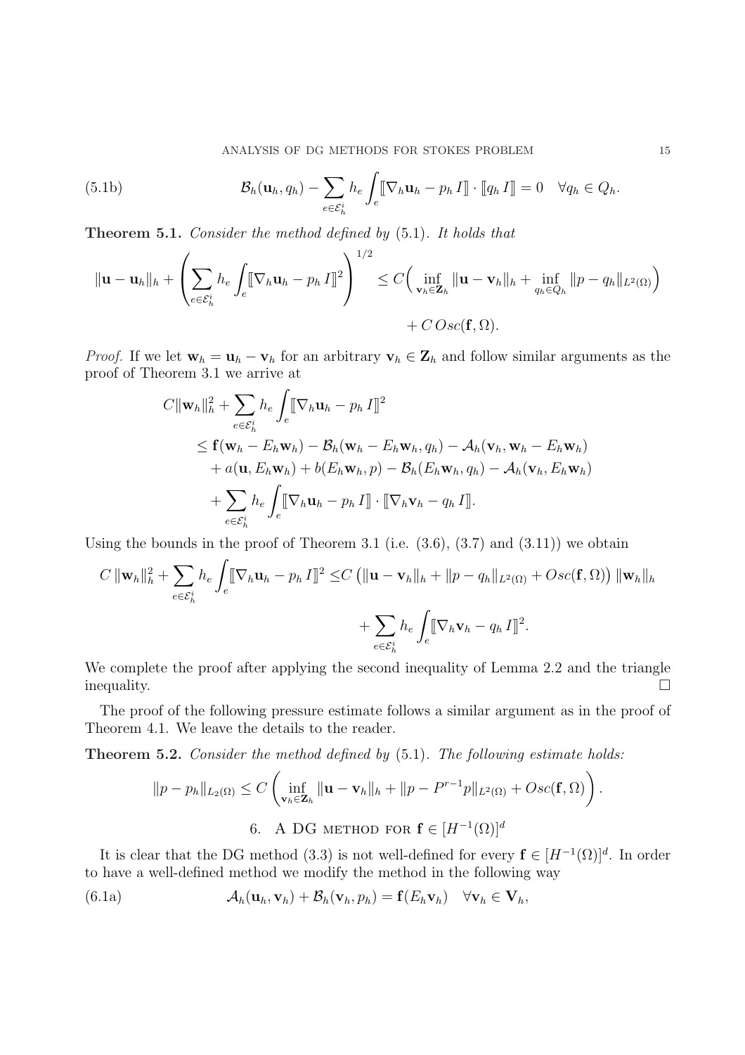$$
\mathcal{B}_h(\mathbf{u}_h, q_h) - \sum_{e\in\mathcal{E}_h^i} h_e \int_e [\![\nabla_h \mathbf{u}_h - p_h\, I]\!] \cdot [\![q_h\, I]\!] = 0 \quad \forall q_h \in Q_h. \tag{5.1b}
$$

**Theorem 5.1.** *Consider the method defined by* (5.1)*. It holds that*

$$
\|\mathbf{u} - \mathbf{u}_h\|_h + \left( \sum_{e\in\mathcal{E}_h^i} h_e \int_e [\![\nabla_h \mathbf{u}_h - p_h\, I]\!]^2 \right)^{1/2} \leq C\Big( \inf_{\mathbf{v}_h \in \mathbf{Z}_h} \|\mathbf{u} - \mathbf{v}_h\|_h + \inf_{q_h\in Q_h} \|p - q_h\|_{L^2(\Omega)} \Big) + C\, Osc(\mathbf{f}, \Omega).
$$

*Proof.* If we let $\mathbf{w}_h = \mathbf{u}_h - \mathbf{v}_h$ for an arbitrary $\mathbf{v}_h \in \mathbf{Z}_h$ and follow similar arguments as the proof of Theorem 3.1 we arrive at

$$
\begin{aligned}
C\|\mathbf{w}_h\|_h^2 &+ \sum_{e\in\mathcal{E}_h^i} h_e \int_e [\![\nabla_h \mathbf{u}_h - p_h\, I]\!]^2 \\
&\leq \mathbf{f}(\mathbf{w}_h - E_h\mathbf{w}_h) - \mathcal{B}_h(\mathbf{w}_h - E_h\mathbf{w}_h, q_h) - \mathcal{A}_h(\mathbf{v}_h, \mathbf{w}_h - E_h\mathbf{w}_h) \\
&\quad + a(\mathbf{u}, E_h\mathbf{w}_h) + b(E_h\mathbf{w}_h, p) - \mathcal{B}_h(E_h\mathbf{w}_h, q_h) - \mathcal{A}_h(\mathbf{v}_h, E_h\mathbf{w}_h) \\
&\quad + \sum_{e\in\mathcal{E}_h^i} h_e \int_e [\![\nabla_h \mathbf{u}_h - p_h\, I]\!] \cdot [\![\nabla_h \mathbf{v}_h - q_h\, I]\!].
\end{aligned}
$$

Using the bounds in the proof of Theorem 3.1 (i.e. (3.6), (3.7) and (3.11)) we obtain

$$
\begin{aligned}
C\,\|\mathbf{w}_h\|_h^2 + \sum_{e\in\mathcal{E}_h^i} h_e \int_e [\![\nabla_h \mathbf{u}_h - p_h\, I]\!]^2 \leq & C\left( \|\mathbf{u} - \mathbf{v}_h\|_h + \|p - q_h\|_{L^2(\Omega)} + Osc(\mathbf{f}, \Omega) \right) \|\mathbf{w}_h\|_h \\
& + \sum_{e\in\mathcal{E}_h^i} h_e \int_e [\![\nabla_h \mathbf{v}_h - q_h\, I]\!]^2.
\end{aligned}
$$

We complete the proof after applying the second inequality of Lemma 2.2 and the triangle inequality. $\square$

The proof of the following pressure estimate follows a similar argument as in the proof of Theorem 4.1. We leave the details to the reader.

**Theorem 5.2.** *Consider the method defined by* (5.1)*. The following estimate holds:*

$$
\|p - p_h\|_{L_2(\Omega)} \leq C \left( \inf_{\mathbf{v}_h \in \mathbf{Z}_h} \|\mathbf{u} - \mathbf{v}_h\|_h + \|p - P^{r-1}p\|_{L^2(\Omega)} + Osc(\mathbf{f}, \Omega) \right).
$$

## 6. A DG method for $\mathbf{f} \in [H^{-1}(\Omega)]^d$

It is clear that the DG method (3.3) is not well-defined for every $\mathbf{f} \in [H^{-1}(\Omega)]^d$. In order to have a well-defined method we modify the method in the following way

$$
\mathcal{A}_h(\mathbf{u}_h, \mathbf{v}_h) + \mathcal{B}_h(\mathbf{v}_h, p_h) = \mathbf{f}(E_h\mathbf{v}_h) \quad \forall \mathbf{v}_h \in \mathbf{V}_h, \tag{6.1a}
$$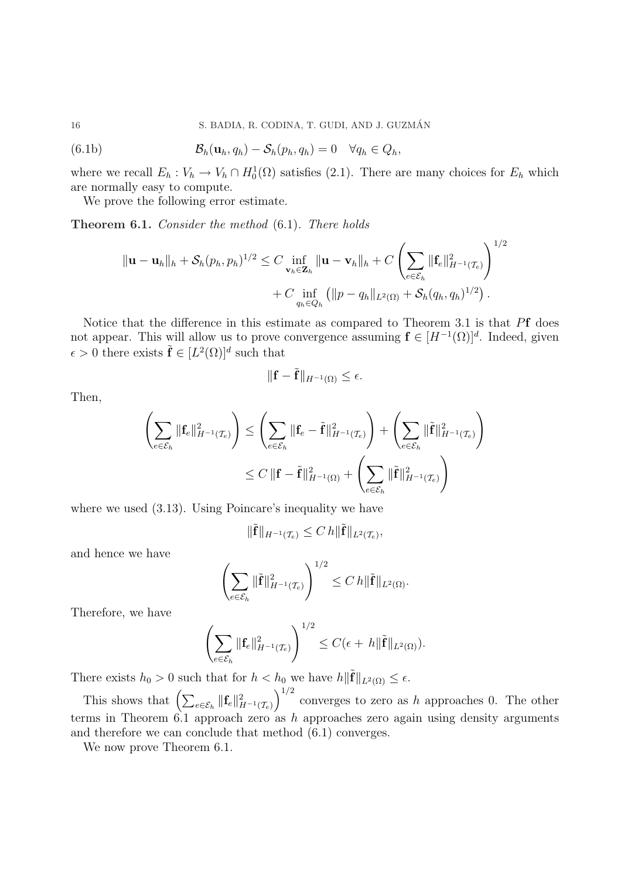(6.1b)

$$\mathcal{B}_h(\mathbf{u}_h, q_h) - \mathcal{S}_h(p_h, q_h) = 0 \quad \forall q_h \in Q_h,$$

where we recall $E_h : V_h \to V_h \cap H^1_0(\Omega)$ satisfies (2.1). There are many choices for $E_h$ which are normally easy to compute.

We prove the following error estimate.

**Theorem 6.1.** *Consider the method* (6.1). *There holds*

$$\|\mathbf{u} - \mathbf{u}_h\|_h + \mathcal{S}_h(p_h, p_h)^{1/2} \le C \inf_{\mathbf{v}_h \in \mathbf{Z}_h} \|\mathbf{u} - \mathbf{v}_h\|_h + C \left( \sum_{e \in \mathcal{E}_h} \|\mathbf{f}_e\|^2_{H^{-1}(\mathcal{T}_e)} \right)^{1/2} + C \inf_{q_h \in Q_h} \left( \|p - q_h\|_{L^2(\Omega)} + \mathcal{S}_h(q_h, q_h)^{1/2} \right).$$

Notice that the difference in this estimate as compared to Theorem 3.1 is that $P\mathbf{f}$ does not appear. This will allow us to prove convergence assuming $\mathbf{f} \in [H^{-1}(\Omega)]^d$. Indeed, given $\epsilon > 0$ there exists $\tilde{\mathbf{f}} \in [L^2(\Omega)]^d$ such that

$$\|\mathbf{f} - \tilde{\mathbf{f}}\|_{H^{-1}(\Omega)} \le \epsilon.$$

Then,

$$\left( \sum_{e \in \mathcal{E}_h} \|\mathbf{f}_e\|^2_{H^{-1}(\mathcal{T}_e)} \right) \le \left( \sum_{e \in \mathcal{E}_h} \|\mathbf{f}_e - \tilde{\mathbf{f}}\|^2_{H^{-1}(\mathcal{T}_e)} \right) + \left( \sum_{e \in \mathcal{E}_h} \|\tilde{\mathbf{f}}\|^2_{H^{-1}(\mathcal{T}_e)} \right)$$
$$\le C \, \|\mathbf{f} - \tilde{\mathbf{f}}\|^2_{H^{-1}(\Omega)} + \left( \sum_{e \in \mathcal{E}_h} \|\tilde{\mathbf{f}}\|^2_{H^{-1}(\mathcal{T}_e)} \right)$$

where we used (3.13). Using Poincare's inequality we have

$$\|\tilde{\mathbf{f}}\|_{H^{-1}(\mathcal{T}_e)} \le C \, h \|\tilde{\mathbf{f}}\|_{L^2(\mathcal{T}_e)},$$

and hence we have

$$\left( \sum_{e \in \mathcal{E}_h} \|\tilde{\mathbf{f}}\|^2_{H^{-1}(\mathcal{T}_e)} \right)^{1/2} \le C \, h \|\tilde{\mathbf{f}}\|_{L^2(\Omega)}.$$

Therefore, we have

$$\left( \sum_{e \in \mathcal{E}_h} \|\mathbf{f}_e\|^2_{H^{-1}(\mathcal{T}_e)} \right)^{1/2} \le C(\epsilon + \, h \|\tilde{\mathbf{f}}\|_{L^2(\Omega)}).$$

There exists $h_0 > 0$ such that for $h < h_0$ we have $h\|\tilde{\mathbf{f}}\|_{L^2(\Omega)} \le \epsilon$.

This shows that $\left( \sum_{e \in \mathcal{E}_h} \|\mathbf{f}_e\|^2_{H^{-1}(\mathcal{T}_e)} \right)^{1/2}$ converges to zero as $h$ approaches 0. The other terms in Theorem 6.1 approach zero as $h$ approaches zero again using density arguments and therefore we can conclude that method (6.1) converges.

We now prove Theorem 6.1.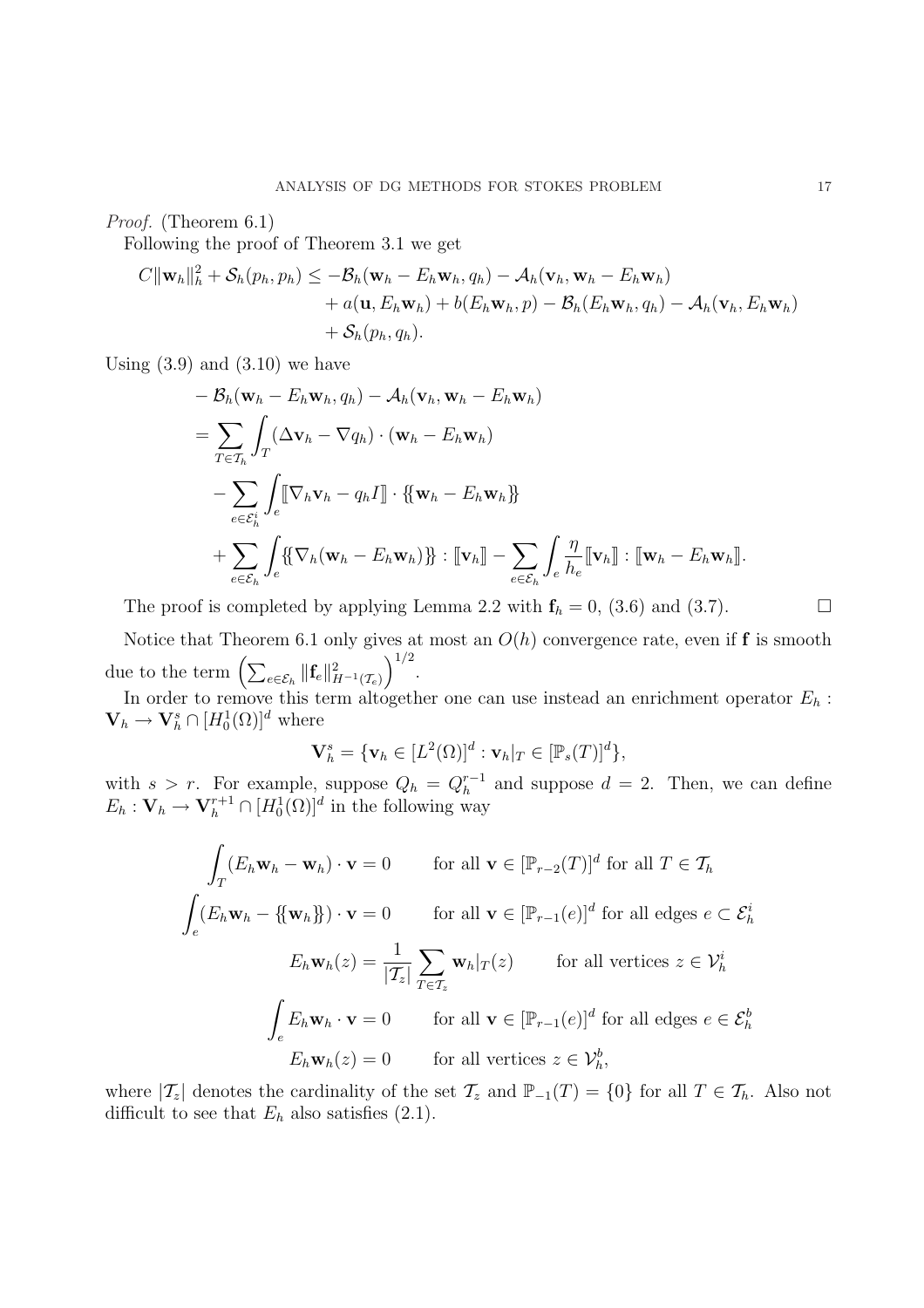*Proof.* (Theorem 6.1)

Following the proof of Theorem 3.1 we get

$$
\begin{aligned}
C\|\mathbf{w}_h\|_h^2 + \mathcal{S}_h(p_h, p_h) \leq & -\mathcal{B}_h(\mathbf{w}_h - E_h\mathbf{w}_h, q_h) - \mathcal{A}_h(\mathbf{v}_h, \mathbf{w}_h - E_h\mathbf{w}_h) \\
& + a(\mathbf{u}, E_h\mathbf{w}_h) + b(E_h\mathbf{w}_h, p) - \mathcal{B}_h(E_h\mathbf{w}_h, q_h) - \mathcal{A}_h(\mathbf{v}_h, E_h\mathbf{w}_h) \\
& + \mathcal{S}_h(p_h, q_h).
\end{aligned}
$$

Using (3.9) and (3.10) we have

$$
\begin{aligned}
& -\mathcal{B}_h(\mathbf{w}_h - E_h\mathbf{w}_h, q_h) - \mathcal{A}_h(\mathbf{v}_h, \mathbf{w}_h - E_h\mathbf{w}_h) \\
&= \sum_{T\in\mathcal{T}_h}\int_T (\Delta\mathbf{v}_h - \nabla q_h)\cdot(\mathbf{w}_h - E_h\mathbf{w}_h) \\
&\quad - \sum_{e\in\mathcal{E}_h^i}\int_e [\![\nabla_h\mathbf{v}_h - q_h I]\!]\cdot\{\!\{\mathbf{w}_h - E_h\mathbf{w}_h\}\!\} \\
&\quad + \sum_{e\in\mathcal{E}_h}\int_e \{\!\{\nabla_h(\mathbf{w}_h - E_h\mathbf{w}_h)\}\!\} : [\![\mathbf{v}_h]\!] - \sum_{e\in\mathcal{E}_h}\int_e \frac{\eta}{h_e}[\![\mathbf{v}_h]\!] : [\![\mathbf{w}_h - E_h\mathbf{w}_h]\!].
\end{aligned}
$$

The proof is completed by applying Lemma 2.2 with $\mathbf{f}_h = 0$, (3.6) and (3.7). $\square$

Notice that Theorem 6.1 only gives at most an $O(h)$ convergence rate, even if $\mathbf{f}$ is smooth due to the term $\left(\sum_{e\in\mathcal{E}_h}\|\mathbf{f}_e\|^2_{H^{-1}(\mathcal{T}_e)}\right)^{1/2}$.

In order to remove this term altogether one can use instead an enrichment operator $E_h : \mathbf{V}_h \to \mathbf{V}_h^s \cap [H_0^1(\Omega)]^d$ where

$$
\mathbf{V}_h^s = \{\mathbf{v}_h \in [L^2(\Omega)]^d : \mathbf{v}_h|_T \in [\mathbb{P}_s(T)]^d\},
$$

with $s > r$. For example, suppose $Q_h = Q_h^{r-1}$ and suppose $d = 2$. Then, we can define $E_h : \mathbf{V}_h \to \mathbf{V}_h^{r+1} \cap [H_0^1(\Omega)]^d$ in the following way

$$
\begin{aligned}
\int_T (E_h\mathbf{w}_h - \mathbf{w}_h)\cdot\mathbf{v} = 0 \qquad & \text{for all } \mathbf{v} \in [\mathbb{P}_{r-2}(T)]^d \text{ for all } T \in \mathcal{T}_h \\
\int_e (E_h\mathbf{w}_h - \{\!\{\mathbf{w}_h\}\!\})\cdot\mathbf{v} = 0 \qquad & \text{for all } \mathbf{v} \in [\mathbb{P}_{r-1}(e)]^d \text{ for all edges } e \subset \mathcal{E}_h^i \\
E_h\mathbf{w}_h(z) = \frac{1}{|\mathcal{T}_z|}\sum_{T\in\mathcal{T}_z}\mathbf{w}_h|_T(z) \qquad & \text{for all vertices } z \in \mathcal{V}_h^i \\
\int_e E_h\mathbf{w}_h\cdot\mathbf{v} = 0 \qquad & \text{for all } \mathbf{v} \in [\mathbb{P}_{r-1}(e)]^d \text{ for all edges } e \in \mathcal{E}_h^b \\
E_h\mathbf{w}_h(z) = 0 \qquad & \text{for all vertices } z \in \mathcal{V}_h^b,
\end{aligned}
$$

where $|\mathcal{T}_z|$ denotes the cardinality of the set $\mathcal{T}_z$ and $\mathbb{P}_{-1}(T) = \{0\}$ for all $T \in \mathcal{T}_h$. Also not difficult to see that $E_h$ also satisfies (2.1).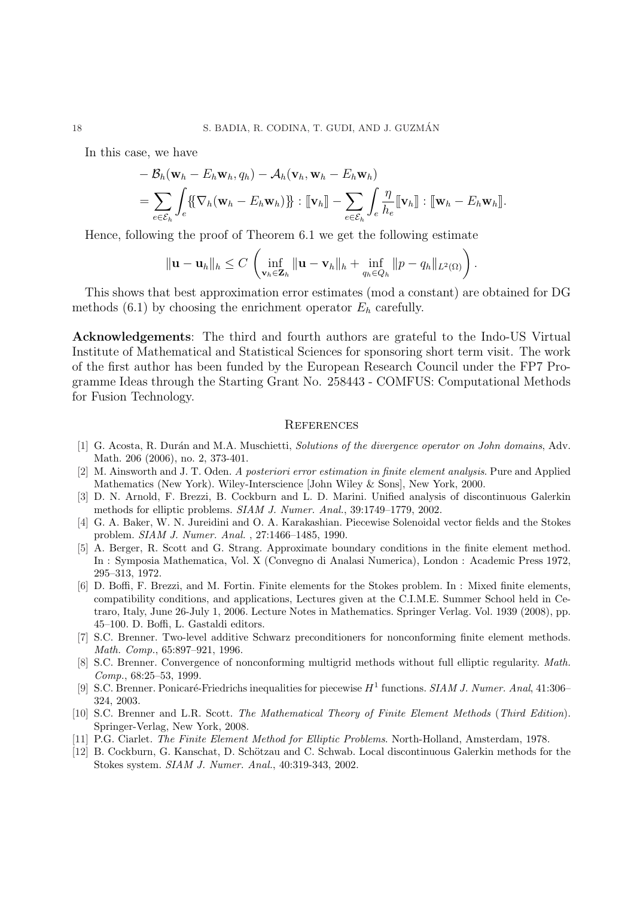In this case, we have

$$
\begin{aligned}
&-\mathcal{B}_h(\mathbf{w}_h - E_h\mathbf{w}_h, q_h) - \mathcal{A}_h(\mathbf{v}_h, \mathbf{w}_h - E_h\mathbf{w}_h) \\
&= \sum_{e\in\mathcal{E}_h}\int_e \{\!\{\nabla_h(\mathbf{w}_h - E_h\mathbf{w}_h)\}\!\} : [\![\mathbf{v}_h]\!] - \sum_{e\in\mathcal{E}_h}\int_e \frac{\eta}{h_e}[\![\mathbf{v}_h]\!] : [\![\mathbf{w}_h - E_h\mathbf{w}_h]\!].
\end{aligned}
$$

Hence, following the proof of Theorem 6.1 we get the following estimate

$$
\|\mathbf{u}-\mathbf{u}_h\|_h \le C\left(\inf_{\mathbf{v}_h\in\mathbf{Z}_h}\|\mathbf{u}-\mathbf{v}_h\|_h + \inf_{q_h\in Q_h}\|p-q_h\|_{L^2(\Omega)}\right).
$$

This shows that best approximation error estimates (mod a constant) are obtained for DG methods (6.1) by choosing the enrichment operator $E_h$ carefully.

**Acknowledgements**: The third and fourth authors are grateful to the Indo-US Virtual Institute of Mathematical and Statistical Sciences for sponsoring short term visit. The work of the first author has been funded by the European Research Council under the FP7 Programme Ideas through the Starting Grant No. 258443 - COMFUS: Computational Methods for Fusion Technology.

## References

[1] G. Acosta, R. Durán and M.A. Muschietti, *Solutions of the divergence operator on John domains*, Adv. Math. 206 (2006), no. 2, 373-401.

[2] M. Ainsworth and J. T. Oden. *A posteriori error estimation in finite element analysis*. Pure and Applied Mathematics (New York). Wiley-Interscience [John Wiley & Sons], New York, 2000.

[3] D. N. Arnold, F. Brezzi, B. Cockburn and L. D. Marini. Unified analysis of discontinuous Galerkin methods for elliptic problems. *SIAM J. Numer. Anal.*, 39:1749–1779, 2002.

[4] G. A. Baker, W. N. Jureidini and O. A. Karakashian. Piecewise Solenoidal vector fields and the Stokes problem. *SIAM J. Numer. Anal.* , 27:1466–1485, 1990.

[5] A. Berger, R. Scott and G. Strang. Approximate boundary conditions in the finite element method. In : Symposia Mathematica, Vol. X (Convegno di Analasi Numerica), London : Academic Press 1972, 295–313, 1972.

[6] D. Boffi, F. Brezzi, and M. Fortin. Finite elements for the Stokes problem. In : Mixed finite elements, compatibility conditions, and applications, Lectures given at the C.I.M.E. Summer School held in Cetraro, Italy, June 26-July 1, 2006. Lecture Notes in Mathematics. Springer Verlag. Vol. 1939 (2008), pp. 45–100. D. Boffi, L. Gastaldi editors.

[7] S.C. Brenner. Two-level additive Schwarz preconditioners for nonconforming finite element methods. *Math. Comp.*, 65:897–921, 1996.

[8] S.C. Brenner. Convergence of nonconforming multigrid methods without full elliptic regularity. *Math. Comp.*, 68:25–53, 1999.

[9] S.C. Brenner. Ponicaré-Friedrichs inequalities for piecewise $H^1$ functions. *SIAM J. Numer. Anal*, 41:306–324, 2003.

[10] S.C. Brenner and L.R. Scott. *The Mathematical Theory of Finite Element Methods* (*Third Edition*). Springer-Verlag, New York, 2008.

[11] P.G. Ciarlet. *The Finite Element Method for Elliptic Problems*. North-Holland, Amsterdam, 1978.

[12] B. Cockburn, G. Kanschat, D. Schötzau and C. Schwab. Local discontinuous Galerkin methods for the Stokes system. *SIAM J. Numer. Anal.*, 40:319-343, 2002.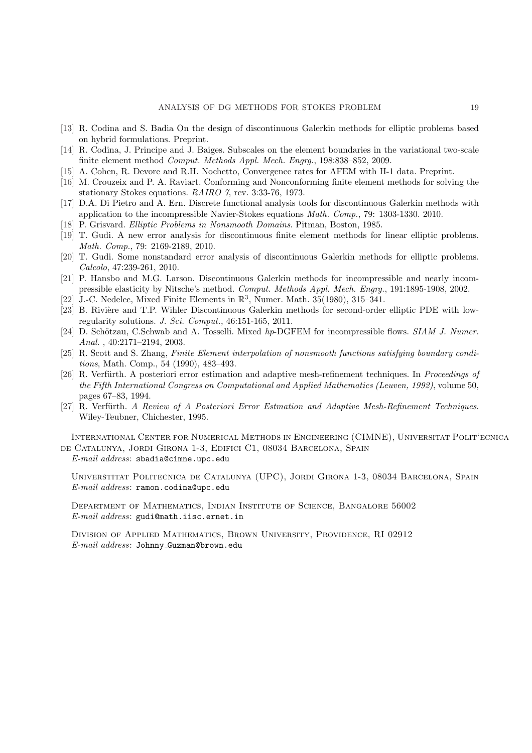[13] R. Codina and S. Badia On the design of discontinuous Galerkin methods for elliptic problems based on hybrid formulations. Preprint.

[14] R. Codina, J. Principe and J. Baiges. Subscales on the element boundaries in the variational two-scale finite element method *Comput. Methods Appl. Mech. Engrg.*, 198:838–852, 2009.

[15] A. Cohen, R. Devore and R.H. Nochetto, Convergence rates for AFEM with H-1 data. Preprint.

[16] M. Crouzeix and P. A. Raviart. Conforming and Nonconforming finite element methods for solving the stationary Stokes equations. *RAIRO 7*, rev. 3:33-76, 1973.

[17] D.A. Di Pietro and A. Ern. Discrete functional analysis tools for discontinuous Galerkin methods with application to the incompressible Navier-Stokes equations *Math. Comp.*, 79: 1303-1330. 2010.

[18] P. Grisvard. *Elliptic Problems in Nonsmooth Domains*. Pitman, Boston, 1985.

[19] T. Gudi. A new error analysis for discontinuous finite element methods for linear elliptic problems. *Math. Comp.*, 79: 2169-2189, 2010.

[20] T. Gudi. Some nonstandard error analysis of discontinuous Galerkin methods for elliptic problems. *Calcolo*, 47:239-261, 2010.

[21] P. Hansbo and M.G. Larson. Discontinuous Galerkin methods for incompressible and nearly incompressible elasticity by Nitsche's method. *Comput. Methods Appl. Mech. Engrg.*, 191:1895-1908, 2002.

[22] J.-C. Nedelec, Mixed Finite Elements in $\mathbb{R}^3$, Numer. Math. 35(1980), 315–341.

[23] B. Rivière and T.P. Wihler Discontinuous Galerkin methods for second-order elliptic PDE with low-regularity solutions. *J. Sci. Comput.*, 46:151-165, 2011.

[24] D. Schötzau, C.Schwab and A. Tosselli. Mixed *hp*-DGFEM for incompressible flows. *SIAM J. Numer. Anal.* , 40:2171–2194, 2003.

[25] R. Scott and S. Zhang, *Finite Element interpolation of nonsmooth functions satisfying boundary conditions*, Math. Comp., 54 (1990), 483–493.

[26] R. Verfürth. A posteriori error estimation and adaptive mesh-refinement techniques. In *Proceedings of the Fifth International Congress on Computational and Applied Mathematics (Leuven, 1992)*, volume 50, pages 67–83, 1994.

[27] R. Verfürth. *A Review of A Posteriori Error Estmation and Adaptive Mesh-Refinement Techniques*. Wiley-Teubner, Chichester, 1995.

International Center for Numerical Methods in Engineering (CIMNE), Universitat Polit'ecnica de Catalunya, Jordi Girona 1-3, Edifici C1, 08034 Barcelona, Spain
*E-mail address*: sbadia@cimne.upc.edu

Universtitat Politecnica de Catalunya (UPC), Jordi Girona 1-3, 08034 Barcelona, Spain
*E-mail address*: ramon.codina@upc.edu

Department of Mathematics, Indian Institute of Science, Bangalore 56002
*E-mail address*: gudi@math.iisc.ernet.in

Division of Applied Mathematics, Brown University, Providence, RI 02912
*E-mail address*: Johnny_Guzman@brown.edu